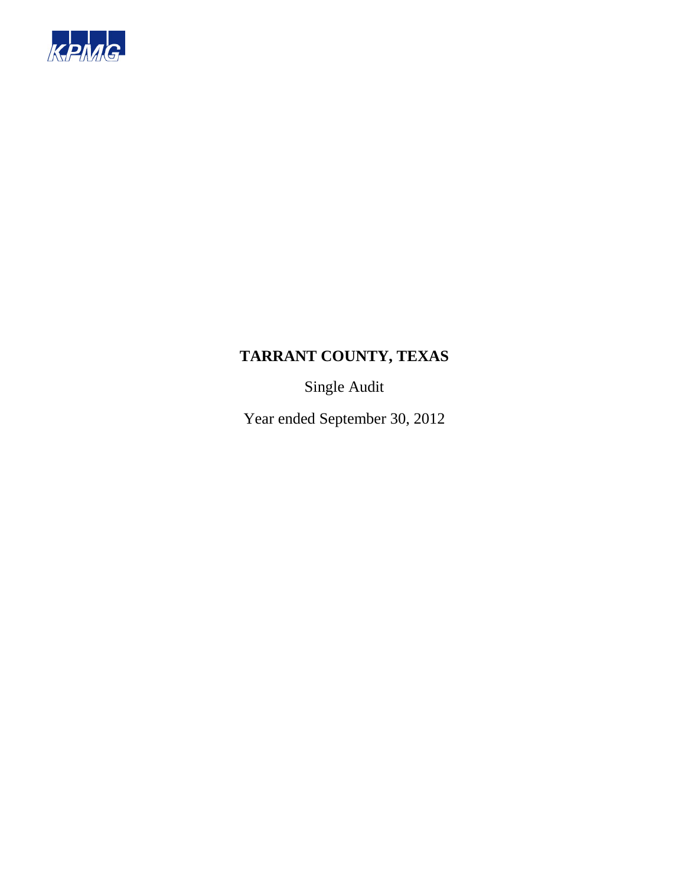KPMG

# TARRANT COUNTY, TEXAS

Single Audit

Year ended September 30, 2012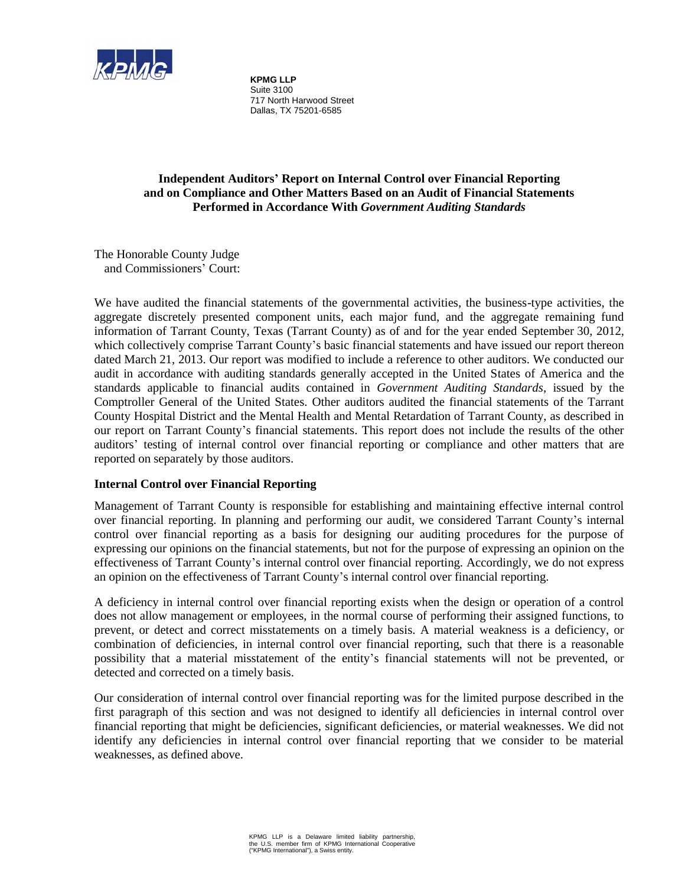**KPMG LLP**
Suite 3100
717 North Harwood Street
Dallas, TX 75201-6585

## Independent Auditors' Report on Internal Control over Financial Reporting and on Compliance and Other Matters Based on an Audit of Financial Statements Performed in Accordance With *Government Auditing Standards*

The Honorable County Judge
and Commissioners' Court:

We have audited the financial statements of the governmental activities, the business-type activities, the aggregate discretely presented component units, each major fund, and the aggregate remaining fund information of Tarrant County, Texas (Tarrant County) as of and for the year ended September 30, 2012, which collectively comprise Tarrant County's basic financial statements and have issued our report thereon dated March 21, 2013. Our report was modified to include a reference to other auditors. We conducted our audit in accordance with auditing standards generally accepted in the United States of America and the standards applicable to financial audits contained in *Government Auditing Standards*, issued by the Comptroller General of the United States. Other auditors audited the financial statements of the Tarrant County Hospital District and the Mental Health and Mental Retardation of Tarrant County, as described in our report on Tarrant County's financial statements. This report does not include the results of the other auditors' testing of internal control over financial reporting or compliance and other matters that are reported on separately by those auditors.

### Internal Control over Financial Reporting

Management of Tarrant County is responsible for establishing and maintaining effective internal control over financial reporting. In planning and performing our audit, we considered Tarrant County's internal control over financial reporting as a basis for designing our auditing procedures for the purpose of expressing our opinions on the financial statements, but not for the purpose of expressing an opinion on the effectiveness of Tarrant County's internal control over financial reporting. Accordingly, we do not express an opinion on the effectiveness of Tarrant County's internal control over financial reporting.

A deficiency in internal control over financial reporting exists when the design or operation of a control does not allow management or employees, in the normal course of performing their assigned functions, to prevent, or detect and correct misstatements on a timely basis. A material weakness is a deficiency, or combination of deficiencies, in internal control over financial reporting, such that there is a reasonable possibility that a material misstatement of the entity's financial statements will not be prevented, or detected and corrected on a timely basis.

Our consideration of internal control over financial reporting was for the limited purpose described in the first paragraph of this section and was not designed to identify all deficiencies in internal control over financial reporting that might be deficiencies, significant deficiencies, or material weaknesses. We did not identify any deficiencies in internal control over financial reporting that we consider to be material weaknesses, as defined above.

KPMG LLP is a Delaware limited liability partnership, the U.S. member firm of KPMG International Cooperative ("KPMG International"), a Swiss entity.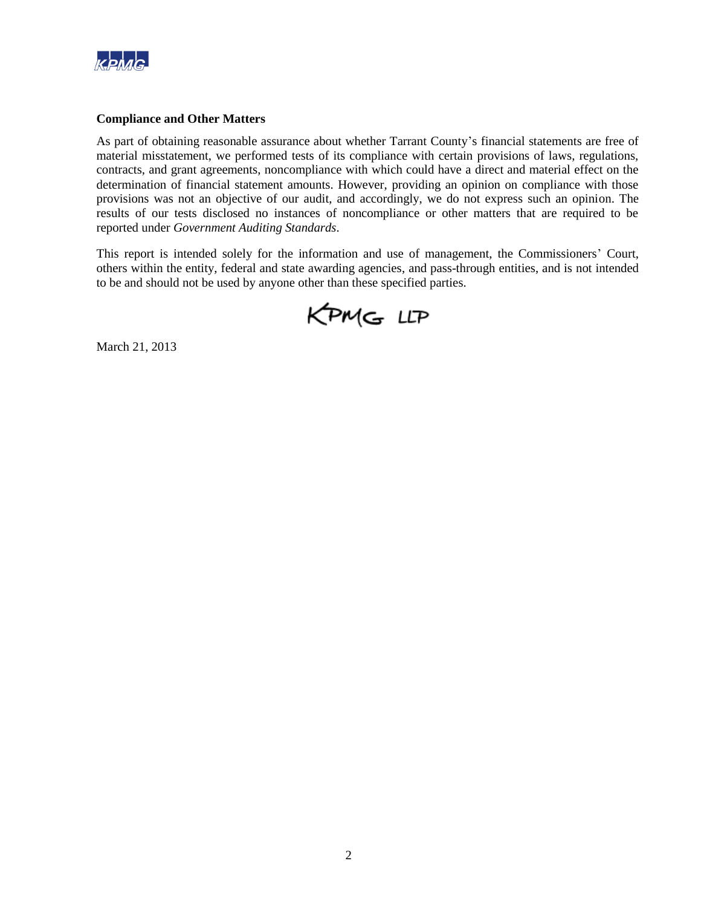## Compliance and Other Matters

As part of obtaining reasonable assurance about whether Tarrant County's financial statements are free of material misstatement, we performed tests of its compliance with certain provisions of laws, regulations, contracts, and grant agreements, noncompliance with which could have a direct and material effect on the determination of financial statement amounts. However, providing an opinion on compliance with those provisions was not an objective of our audit, and accordingly, we do not express such an opinion. The results of our tests disclosed no instances of noncompliance or other matters that are required to be reported under *Government Auditing Standards*.

This report is intended solely for the information and use of management, the Commissioners' Court, others within the entity, federal and state awarding agencies, and pass-through entities, and is not intended to be and should not be used by anyone other than these specified parties.

KPMG LLP

March 21, 2013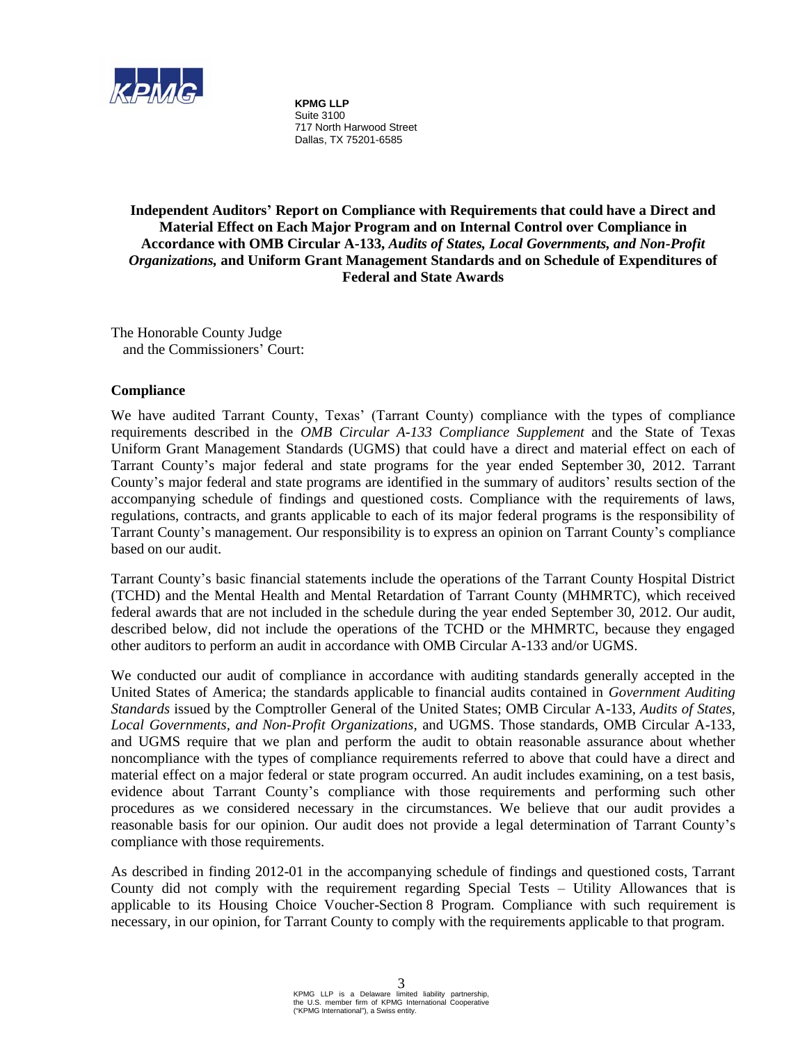**KPMG LLP**
Suite 3100
717 North Harwood Street
Dallas, TX 75201-6585

**Independent Auditors' Report on Compliance with Requirements that could have a Direct and Material Effect on Each Major Program and on Internal Control over Compliance in Accordance with OMB Circular A-133, *Audits of States, Local Governments, and Non-Profit Organizations,* and Uniform Grant Management Standards and on Schedule of Expenditures of Federal and State Awards**

The Honorable County Judge
and the Commissioners' Court:

## Compliance

We have audited Tarrant County, Texas' (Tarrant County) compliance with the types of compliance requirements described in the *OMB Circular A-133 Compliance Supplement* and the State of Texas Uniform Grant Management Standards (UGMS) that could have a direct and material effect on each of Tarrant County's major federal and state programs for the year ended September 30, 2012. Tarrant County's major federal and state programs are identified in the summary of auditors' results section of the accompanying schedule of findings and questioned costs. Compliance with the requirements of laws, regulations, contracts, and grants applicable to each of its major federal programs is the responsibility of Tarrant County's management. Our responsibility is to express an opinion on Tarrant County's compliance based on our audit.

Tarrant County's basic financial statements include the operations of the Tarrant County Hospital District (TCHD) and the Mental Health and Mental Retardation of Tarrant County (MHMRTC), which received federal awards that are not included in the schedule during the year ended September 30, 2012. Our audit, described below, did not include the operations of the TCHD or the MHMRTC, because they engaged other auditors to perform an audit in accordance with OMB Circular A-133 and/or UGMS.

We conducted our audit of compliance in accordance with auditing standards generally accepted in the United States of America; the standards applicable to financial audits contained in *Government Auditing Standards* issued by the Comptroller General of the United States; OMB Circular A-133, *Audits of States, Local Governments, and Non-Profit Organizations*, and UGMS. Those standards, OMB Circular A-133, and UGMS require that we plan and perform the audit to obtain reasonable assurance about whether noncompliance with the types of compliance requirements referred to above that could have a direct and material effect on a major federal or state program occurred. An audit includes examining, on a test basis, evidence about Tarrant County's compliance with those requirements and performing such other procedures as we considered necessary in the circumstances. We believe that our audit provides a reasonable basis for our opinion. Our audit does not provide a legal determination of Tarrant County's compliance with those requirements.

As described in finding 2012-01 in the accompanying schedule of findings and questioned costs, Tarrant County did not comply with the requirement regarding Special Tests – Utility Allowances that is applicable to its Housing Choice Voucher-Section 8 Program. Compliance with such requirement is necessary, in our opinion, for Tarrant County to comply with the requirements applicable to that program.

KPMG LLP is a Delaware limited liability partnership, the U.S. member firm of KPMG International Cooperative ("KPMG International"), a Swiss entity.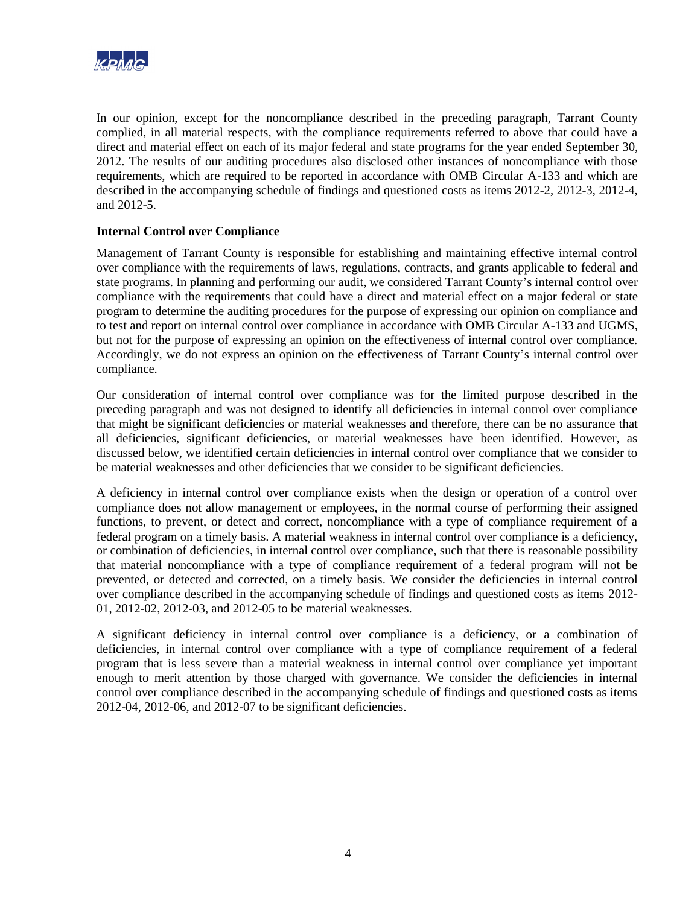In our opinion, except for the noncompliance described in the preceding paragraph, Tarrant County complied, in all material respects, with the compliance requirements referred to above that could have a direct and material effect on each of its major federal and state programs for the year ended September 30, 2012. The results of our auditing procedures also disclosed other instances of noncompliance with those requirements, which are required to be reported in accordance with OMB Circular A-133 and which are described in the accompanying schedule of findings and questioned costs as items 2012-2, 2012-3, 2012-4, and 2012-5.

**Internal Control over Compliance**

Management of Tarrant County is responsible for establishing and maintaining effective internal control over compliance with the requirements of laws, regulations, contracts, and grants applicable to federal and state programs. In planning and performing our audit, we considered Tarrant County's internal control over compliance with the requirements that could have a direct and material effect on a major federal or state program to determine the auditing procedures for the purpose of expressing our opinion on compliance and to test and report on internal control over compliance in accordance with OMB Circular A-133 and UGMS, but not for the purpose of expressing an opinion on the effectiveness of internal control over compliance. Accordingly, we do not express an opinion on the effectiveness of Tarrant County's internal control over compliance.

Our consideration of internal control over compliance was for the limited purpose described in the preceding paragraph and was not designed to identify all deficiencies in internal control over compliance that might be significant deficiencies or material weaknesses and therefore, there can be no assurance that all deficiencies, significant deficiencies, or material weaknesses have been identified. However, as discussed below, we identified certain deficiencies in internal control over compliance that we consider to be material weaknesses and other deficiencies that we consider to be significant deficiencies.

A deficiency in internal control over compliance exists when the design or operation of a control over compliance does not allow management or employees, in the normal course of performing their assigned functions, to prevent, or detect and correct, noncompliance with a type of compliance requirement of a federal program on a timely basis. A material weakness in internal control over compliance is a deficiency, or combination of deficiencies, in internal control over compliance, such that there is reasonable possibility that material noncompliance with a type of compliance requirement of a federal program will not be prevented, or detected and corrected, on a timely basis. We consider the deficiencies in internal control over compliance described in the accompanying schedule of findings and questioned costs as items 2012-01, 2012-02, 2012-03, and 2012-05 to be material weaknesses.

A significant deficiency in internal control over compliance is a deficiency, or a combination of deficiencies, in internal control over compliance with a type of compliance requirement of a federal program that is less severe than a material weakness in internal control over compliance yet important enough to merit attention by those charged with governance. We consider the deficiencies in internal control over compliance described in the accompanying schedule of findings and questioned costs as items 2012-04, 2012-06, and 2012-07 to be significant deficiencies.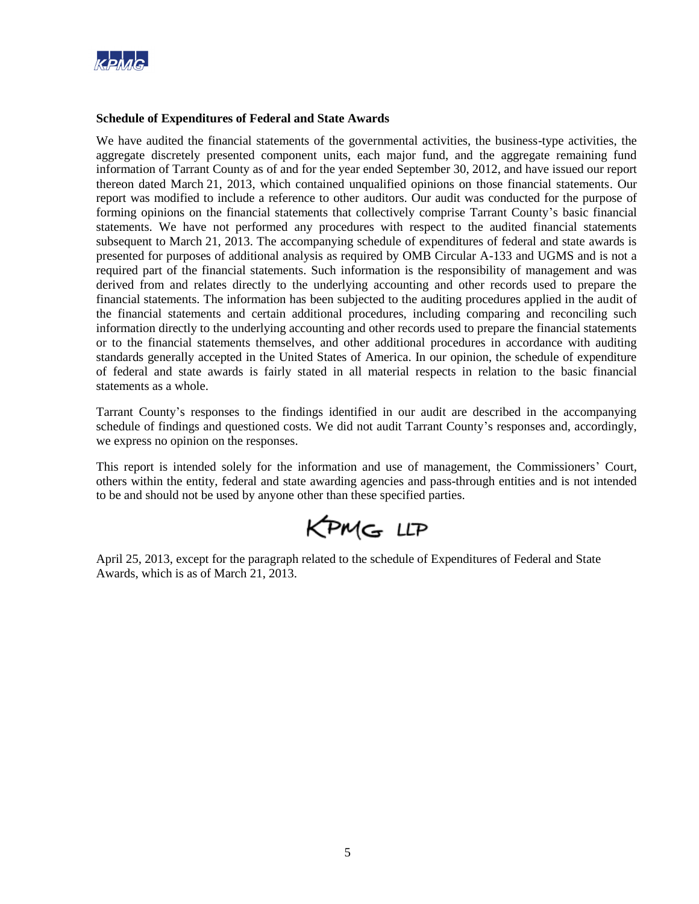**Schedule of Expenditures of Federal and State Awards**

We have audited the financial statements of the governmental activities, the business-type activities, the aggregate discretely presented component units, each major fund, and the aggregate remaining fund information of Tarrant County as of and for the year ended September 30, 2012, and have issued our report thereon dated March 21, 2013, which contained unqualified opinions on those financial statements. Our report was modified to include a reference to other auditors. Our audit was conducted for the purpose of forming opinions on the financial statements that collectively comprise Tarrant County's basic financial statements. We have not performed any procedures with respect to the audited financial statements subsequent to March 21, 2013. The accompanying schedule of expenditures of federal and state awards is presented for purposes of additional analysis as required by OMB Circular A-133 and UGMS and is not a required part of the financial statements. Such information is the responsibility of management and was derived from and relates directly to the underlying accounting and other records used to prepare the financial statements. The information has been subjected to the auditing procedures applied in the audit of the financial statements and certain additional procedures, including comparing and reconciling such information directly to the underlying accounting and other records used to prepare the financial statements or to the financial statements themselves, and other additional procedures in accordance with auditing standards generally accepted in the United States of America. In our opinion, the schedule of expenditure of federal and state awards is fairly stated in all material respects in relation to the basic financial statements as a whole.

Tarrant County's responses to the findings identified in our audit are described in the accompanying schedule of findings and questioned costs. We did not audit Tarrant County's responses and, accordingly, we express no opinion on the responses.

This report is intended solely for the information and use of management, the Commissioners' Court, others within the entity, federal and state awarding agencies and pass-through entities and is not intended to be and should not be used by anyone other than these specified parties.

KPMG LLP

April 25, 2013, except for the paragraph related to the schedule of Expenditures of Federal and State Awards, which is as of March 21, 2013.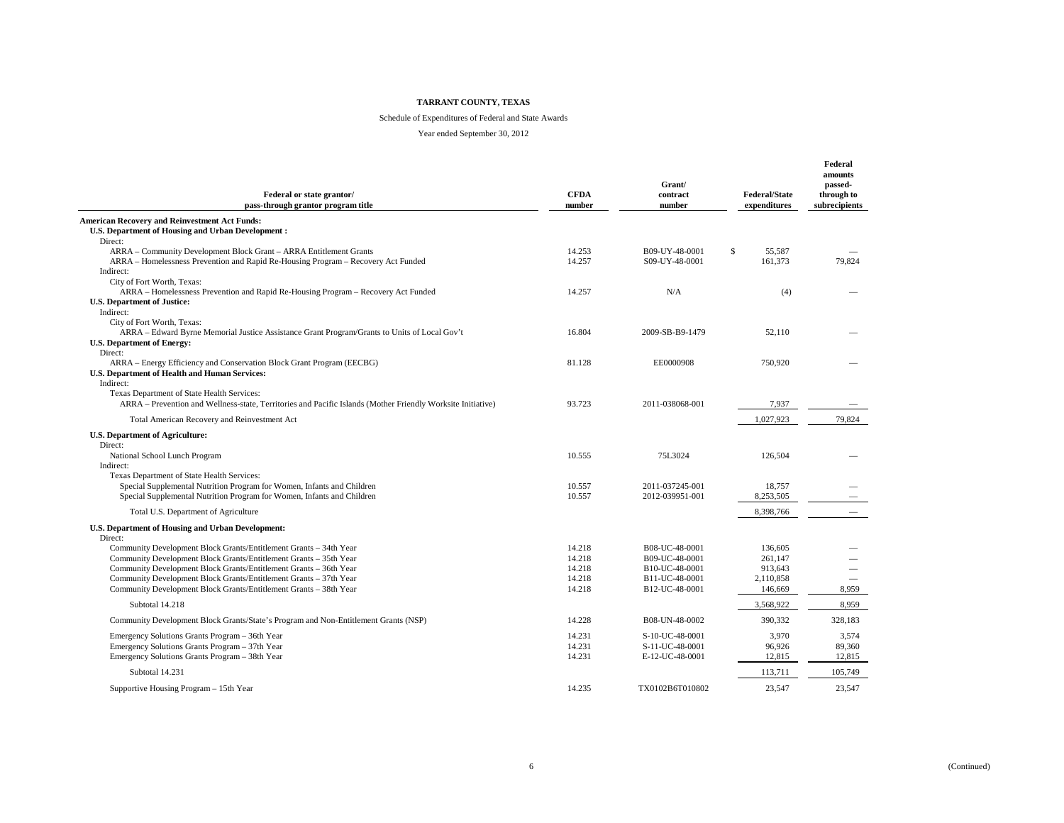**TARRANT COUNTY, TEXAS**

Schedule of Expenditures of Federal and State Awards

Year ended September 30, 2012

| Federal or state grantor/ pass-through grantor program title | CFDA number | Grant/ contract number | Federal/State expenditures | Federal amounts passed-through to subrecipients |
|---|---|---|---|---|
| **American Recovery and Reinvestment Act Funds:** | | | | |
| **U.S. Department of Housing and Urban Development :** | | | | |
| Direct: | | | | |
| ARRA – Community Development Block Grant – ARRA Entitlement Grants | 14.253 | B09-UY-48-0001 | $ 55,587 | — |
| ARRA – Homelessness Prevention and Rapid Re-Housing Program – Recovery Act Funded | 14.257 | S09-UY-48-0001 | 161,373 | 79,824 |
| Indirect: | | | | |
| City of Fort Worth, Texas: | | | | |
| ARRA – Homelessness Prevention and Rapid Re-Housing Program – Recovery Act Funded | 14.257 | N/A | (4) | — |
| **U.S. Department of Justice:** | | | | |
| Indirect: | | | | |
| City of Fort Worth, Texas: | | | | |
| ARRA – Edward Byrne Memorial Justice Assistance Grant Program/Grants to Units of Local Gov't | 16.804 | 2009-SB-B9-1479 | 52,110 | — |
| **U.S. Department of Energy:** | | | | |
| Direct: | | | | |
| ARRA – Energy Efficiency and Conservation Block Grant Program (EECBG) | 81.128 | EE0000908 | 750,920 | — |
| **U.S. Department of Health and Human Services:** | | | | |
| Indirect: | | | | |
| Texas Department of State Health Services: | | | | |
| ARRA – Prevention and Wellness-state, Territories and Pacific Islands (Mother Friendly Worksite Initiative) | 93.723 | 2011-038068-001 | 7,937 | — |
| Total American Recovery and Reinvestment Act | | | 1,027,923 | 79,824 |
| **U.S. Department of Agriculture:** | | | | |
| Direct: | | | | |
| National School Lunch Program | 10.555 | 75L3024 | 126,504 | — |
| Indirect: | | | | |
| Texas Department of State Health Services: | | | | |
| Special Supplemental Nutrition Program for Women, Infants and Children | 10.557 | 2011-037245-001 | 18,757 | — |
| Special Supplemental Nutrition Program for Women, Infants and Children | 10.557 | 2012-039951-001 | 8,253,505 | — |
| Total U.S. Department of Agriculture | | | 8,398,766 | — |
| **U.S. Department of Housing and Urban Development:** | | | | |
| Direct: | | | | |
| Community Development Block Grants/Entitlement Grants – 34th Year | 14.218 | B08-UC-48-0001 | 136,605 | — |
| Community Development Block Grants/Entitlement Grants – 35th Year | 14.218 | B09-UC-48-0001 | 261,147 | — |
| Community Development Block Grants/Entitlement Grants – 36th Year | 14.218 | B10-UC-48-0001 | 913,643 | — |
| Community Development Block Grants/Entitlement Grants – 37th Year | 14.218 | B11-UC-48-0001 | 2,110,858 | — |
| Community Development Block Grants/Entitlement Grants – 38th Year | 14.218 | B12-UC-48-0001 | 146,669 | 8,959 |
| Subtotal 14.218 | | | 3,568,922 | 8,959 |
| Community Development Block Grants/State's Program and Non-Entitlement Grants (NSP) | 14.228 | B08-UN-48-0002 | 390,332 | 328,183 |
| Emergency Solutions Grants Program – 36th Year | 14.231 | S-10-UC-48-0001 | 3,970 | 3,574 |
| Emergency Solutions Grants Program – 37th Year | 14.231 | S-11-UC-48-0001 | 96,926 | 89,360 |
| Emergency Solutions Grants Program – 38th Year | 14.231 | E-12-UC-48-0001 | 12,815 | 12,815 |
| Subtotal 14.231 | | | 113,711 | 105,749 |
| Supportive Housing Program – 15th Year | 14.235 | TX0102B6T010802 | 23,547 | 23,547 |

(Continued)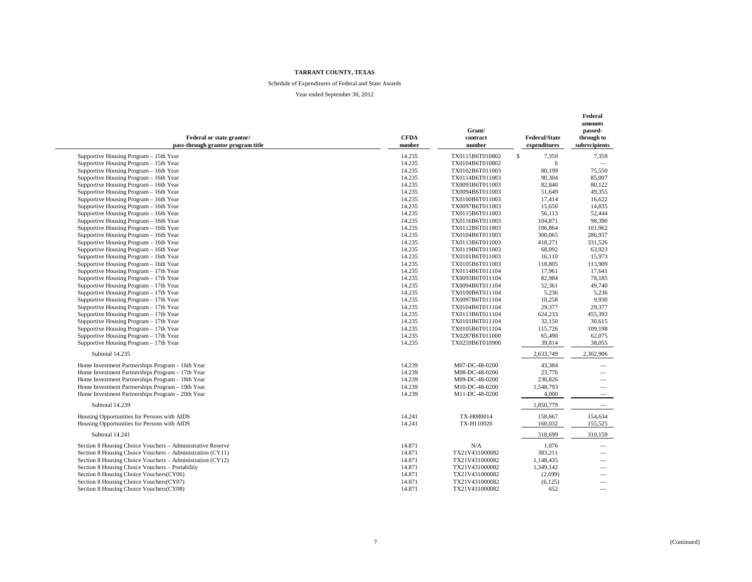**TARRANT COUNTY, TEXAS**

Schedule of Expenditures of Federal and State Awards

Year ended September 30, 2012

| Federal or state grantor/ pass-through grantor program title | CFDA number | Grant/ contract number | Federal/State expenditures | Federal amounts passed-through to subrecipients |
|---|---|---|---|---|
| Supportive Housing Program – 15th Year | 14.235 | TX0115B6T010802 | $ 7,359 | 7,359 |
| Supportive Housing Program – 15th Year | 14.235 | TX0104B6T010802 | 6 | — |
| Supportive Housing Program – 16th Year | 14.235 | TX0102B6T011003 | 80,199 | 75,550 |
| Supportive Housing Program – 16th Year | 14.235 | TX0114B6T011003 | 90,304 | 85,007 |
| Supportive Housing Program – 16th Year | 14.235 | TX0093B6T011003 | 82,840 | 80,122 |
| Supportive Housing Program – 16th Year | 14.235 | TX0094B6T011003 | 51,649 | 49,355 |
| Supportive Housing Program – 16th Year | 14.235 | TX0100B6T011003 | 17,414 | 16,622 |
| Supportive Housing Program – 16th Year | 14.235 | TX0097B6T011003 | 15,650 | 14,835 |
| Supportive Housing Program – 16th Year | 14.235 | TX0115B6T011003 | 56,113 | 52,444 |
| Supportive Housing Program – 16th Year | 14.235 | TX0116B6T011003 | 104,871 | 98,390 |
| Supportive Housing Program – 16th Year | 14.235 | TX0112B6T011803 | 106,864 | 101,962 |
| Supportive Housing Program – 16th Year | 14.235 | TX0104B6T011003 | 300,065 | 286,937 |
| Supportive Housing Program – 16th Year | 14.235 | TX0113B6T011003 | 418,271 | 331,526 |
| Supportive Housing Program – 16th Year | 14.235 | TX0119B6T011003 | 68,092 | 63,923 |
| Supportive Housing Program – 16th Year | 14.235 | TX0101B6T011003 | 16,110 | 15,973 |
| Supportive Housing Program – 16th Year | 14.235 | TX0105B6T011003 | 118,805 | 113,909 |
| Supportive Housing Program – 17th Year | 14.235 | TX0114B6T011104 | 17,961 | 17,641 |
| Supportive Housing Program – 17th Year | 14.235 | TX0093B6T011104 | 82,984 | 78,185 |
| Supportive Housing Program – 17th Year | 14.235 | TX0094B6T011104 | 52,361 | 49,740 |
| Supportive Housing Program – 17th Year | 14.235 | TX0100B6T011104 | 5,236 | 5,236 |
| Supportive Housing Program – 17th Year | 14.235 | TX0097B6T011104 | 10,258 | 9,930 |
| Supportive Housing Program – 17th Year | 14.235 | TX0104B6T011104 | 29,377 | 29,377 |
| Supportive Housing Program – 17th Year | 14.235 | TX0113B6T011104 | 624,233 | 455,393 |
| Supportive Housing Program – 17th Year | 14.235 | TX0101B6T011104 | 32,150 | 30,615 |
| Supportive Housing Program – 17th Year | 14.235 | TX0105B6T011104 | 115,726 | 109,198 |
| Supportive Housing Program – 17th Year | 14.235 | TX0287B6T011000 | 65,490 | 62,075 |
| Supportive Housing Program – 17th Year | 14.235 | TX0259B6T010900 | 39,814 | 38,055 |
| Subtotal 14.235 | | | 2,633,749 | 2,302,906 |
| Home Investment Partnerships Program – 16th Year | 14.239 | M07-DC-48-0200 | 43,384 | — |
| Home Investment Partnerships Program – 17th Year | 14.239 | M08-DC-48-0200 | 23,776 | — |
| Home Investment Partnerships Program – 18th Year | 14.239 | M09-DC-48-0200 | 230,826 | — |
| Home Investment Partnerships Program – 19th Year | 14.239 | M10-DC-48-0200 | 1,548,793 | — |
| Home Investment Partnerships Program – 20th Year | 14.239 | M11-DC-48-0200 | 4,000 | — |
| Subtotal 14.239 | | | 1,850,779 | — |
| Housing Opportunities for Persons with AIDS | 14.241 | TX-H080014 | 158,667 | 154,634 |
| Housing Opportunities for Persons with AIDS | 14.241 | TX-H110026 | 160,032 | 155,525 |
| Subtotal 14.241 | | | 318,699 | 310,159 |
| Section 8 Housing Choice Vouchers – Administrative Reserve | 14.871 | N/A | 1,076 | — |
| Section 8 Housing Choice Vouchers – Administration (CY11) | 14.871 | TX21V431000082 | 383,211 | — |
| Section 8 Housing Choice Vouchers – Administration (CY12) | 14.871 | TX21V431000082 | 1,148,435 | — |
| Section 8 Housing Choice Vouchers – Portability | 14.871 | TX21V431000082 | 1,349,142 | — |
| Section 8 Housing Choice Vouchers(CY06) | 14.871 | TX21V431000082 | (2,699) | — |
| Section 8 Housing Choice Vouchers(CY07) | 14.871 | TX21V431000082 | (6,125) | — |
| Section 8 Housing Choice Vouchers(CY08) | 14.871 | TX21V431000082 | 652 | — |

(Continued)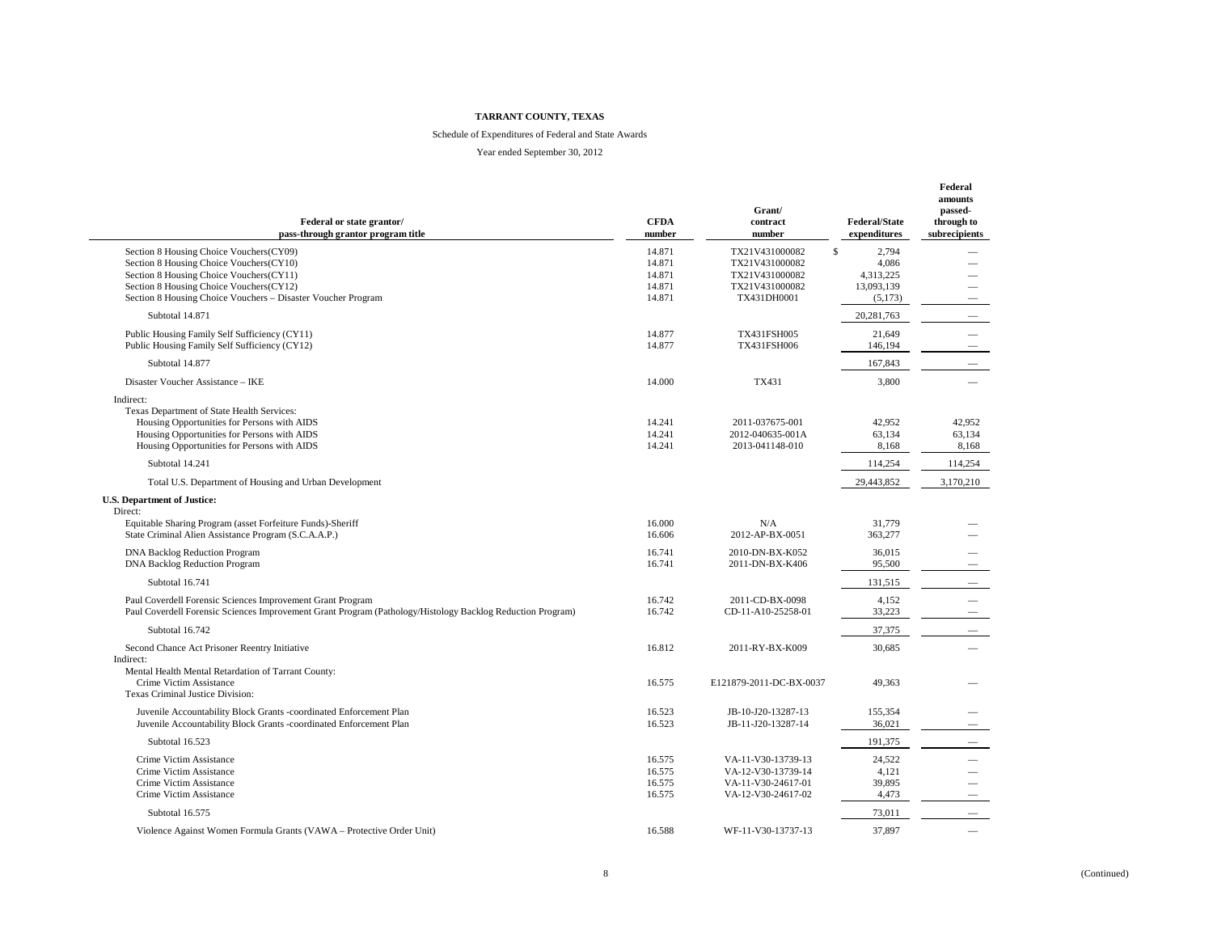**TARRANT COUNTY, TEXAS**

Schedule of Expenditures of Federal and State Awards

Year ended September 30, 2012

| Federal or state grantor/ pass-through grantor program title | CFDA number | Grant/ contract number | Federal/State expenditures | Federal amounts passed-through to subrecipients |
|---|---|---|---|---|
| Section 8 Housing Choice Vouchers(CY09) | 14.871 | TX21V431000082 | $ 2,794 | — |
| Section 8 Housing Choice Vouchers(CY10) | 14.871 | TX21V431000082 | 4,086 | — |
| Section 8 Housing Choice Vouchers(CY11) | 14.871 | TX21V431000082 | 4,313,225 | — |
| Section 8 Housing Choice Vouchers(CY12) | 14.871 | TX21V431000082 | 13,093,139 | — |
| Section 8 Housing Choice Vouchers – Disaster Voucher Program | 14.871 | TX431DH0001 | (5,173) | — |
| Subtotal 14.871 | | | 20,281,763 | — |
| Public Housing Family Self Sufficiency (CY11) | 14.877 | TX431FSH005 | 21,649 | — |
| Public Housing Family Self Sufficiency (CY12) | 14.877 | TX431FSH006 | 146,194 | — |
| Subtotal 14.877 | | | 167,843 | — |
| Disaster Voucher Assistance – IKE | 14.000 | TX431 | 3,800 | — |
| Indirect: | | | | |
| Texas Department of State Health Services: | | | | |
| Housing Opportunities for Persons with AIDS | 14.241 | 2011-037675-001 | 42,952 | 42,952 |
| Housing Opportunities for Persons with AIDS | 14.241 | 2012-040635-001A | 63,134 | 63,134 |
| Housing Opportunities for Persons with AIDS | 14.241 | 2013-041148-010 | 8,168 | 8,168 |
| Subtotal 14.241 | | | 114,254 | 114,254 |
| Total U.S. Department of Housing and Urban Development | | | 29,443,852 | 3,170,210 |
| **U.S. Department of Justice:** | | | | |
| Direct: | | | | |
| Equitable Sharing Program (asset Forfeiture Funds)-Sheriff | 16.000 | N/A | 31,779 | — |
| State Criminal Alien Assistance Program (S.C.A.A.P.) | 16.606 | 2012-AP-BX-0051 | 363,277 | — |
| DNA Backlog Reduction Program | 16.741 | 2010-DN-BX-K052 | 36,015 | — |
| DNA Backlog Reduction Program | 16.741 | 2011-DN-BX-K406 | 95,500 | — |
| Subtotal 16.741 | | | 131,515 | — |
| Paul Coverdell Forensic Sciences Improvement Grant Program | 16.742 | 2011-CD-BX-0098 | 4,152 | — |
| Paul Coverdell Forensic Sciences Improvement Grant Program (Pathology/Histology Backlog Reduction Program) | 16.742 | CD-11-A10-25258-01 | 33,223 | — |
| Subtotal 16.742 | | | 37,375 | — |
| Second Chance Act Prisoner Reentry Initiative | 16.812 | 2011-RY-BX-K009 | 30,685 | — |
| Indirect: | | | | |
| Mental Health Mental Retardation of Tarrant County: | | | | |
| Crime Victim Assistance | 16.575 | E121879-2011-DC-BX-0037 | 49,363 | — |
| Texas Criminal Justice Division: | | | | |
| Juvenile Accountability Block Grants -coordinated Enforcement Plan | 16.523 | JB-10-J20-13287-13 | 155,354 | — |
| Juvenile Accountability Block Grants -coordinated Enforcement Plan | 16.523 | JB-11-J20-13287-14 | 36,021 | — |
| Subtotal 16.523 | | | 191,375 | — |
| Crime Victim Assistance | 16.575 | VA-11-V30-13739-13 | 24,522 | — |
| Crime Victim Assistance | 16.575 | VA-12-V30-13739-14 | 4,121 | — |
| Crime Victim Assistance | 16.575 | VA-11-V30-24617-01 | 39,895 | — |
| Crime Victim Assistance | 16.575 | VA-12-V30-24617-02 | 4,473 | — |
| Subtotal 16.575 | | | 73,011 | — |
| Violence Against Women Formula Grants (VAWA – Protective Order Unit) | 16.588 | WF-11-V30-13737-13 | 37,897 | — |

(Continued)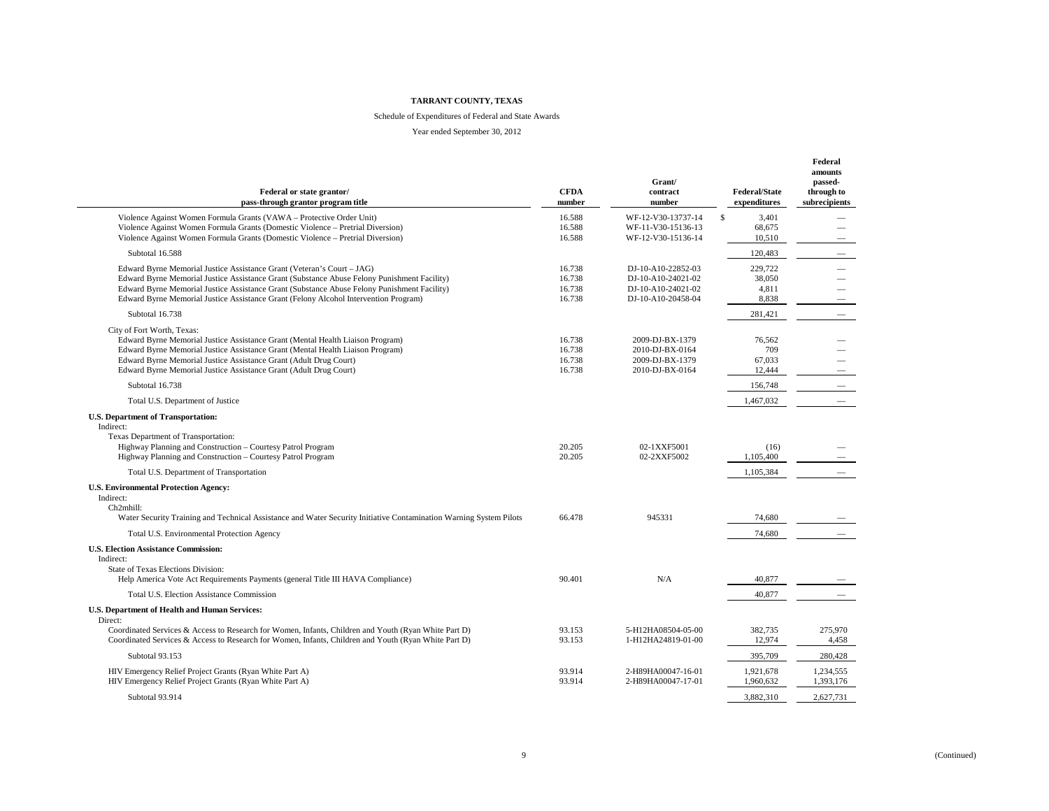**TARRANT COUNTY, TEXAS**

Schedule of Expenditures of Federal and State Awards

Year ended September 30, 2012

| Federal or state grantor/ pass-through grantor program title | CFDA number | Grant/ contract number | Federal/State expenditures | Federal amounts passed-through to subrecipients |
|---|---|---|---|---|
| Violence Against Women Formula Grants (VAWA – Protective Order Unit) | 16.588 | WF-12-V30-13737-14 | $ 3,401 | — |
| Violence Against Women Formula Grants (Domestic Violence – Pretrial Diversion) | 16.588 | WF-11-V30-15136-13 | 68,675 | — |
| Violence Against Women Formula Grants (Domestic Violence – Pretrial Diversion) | 16.588 | WF-12-V30-15136-14 | 10,510 | — |
| Subtotal 16.588 | | | 120,483 | — |
| Edward Byrne Memorial Justice Assistance Grant (Veteran's Court – JAG) | 16.738 | DJ-10-A10-22852-03 | 229,722 | — |
| Edward Byrne Memorial Justice Assistance Grant (Substance Abuse Felony Punishment Facility) | 16.738 | DJ-10-A10-24021-02 | 38,050 | — |
| Edward Byrne Memorial Justice Assistance Grant (Substance Abuse Felony Punishment Facility) | 16.738 | DJ-10-A10-24021-02 | 4,811 | — |
| Edward Byrne Memorial Justice Assistance Grant (Felony Alcohol Intervention Program) | 16.738 | DJ-10-A10-20458-04 | 8,838 | — |
| Subtotal 16.738 | | | 281,421 | — |
| City of Fort Worth, Texas: | | | | |
| Edward Byrne Memorial Justice Assistance Grant (Mental Health Liaison Program) | 16.738 | 2009-DJ-BX-1379 | 76,562 | — |
| Edward Byrne Memorial Justice Assistance Grant (Mental Health Liaison Program) | 16.738 | 2010-DJ-BX-0164 | 709 | — |
| Edward Byrne Memorial Justice Assistance Grant (Adult Drug Court) | 16.738 | 2009-DJ-BX-1379 | 67,033 | — |
| Edward Byrne Memorial Justice Assistance Grant (Adult Drug Court) | 16.738 | 2010-DJ-BX-0164 | 12,444 | — |
| Subtotal 16.738 | | | 156,748 | — |
| Total U.S. Department of Justice | | | 1,467,032 | — |
| **U.S. Department of Transportation:** | | | | |
| Indirect: | | | | |
| Texas Department of Transportation: | | | | |
| Highway Planning and Construction – Courtesy Patrol Program | 20.205 | 02-1XXF5001 | (16) | — |
| Highway Planning and Construction – Courtesy Patrol Program | 20.205 | 02-2XXF5002 | 1,105,400 | — |
| Total U.S. Department of Transportation | | | 1,105,384 | — |
| **U.S. Environmental Protection Agency:** | | | | |
| Indirect: | | | | |
| Ch2mhill: | | | | |
| Water Security Training and Technical Assistance and Water Security Initiative Contamination Warning System Pilots | 66.478 | 945331 | 74,680 | — |
| Total U.S. Environmental Protection Agency | | | 74,680 | — |
| **U.S. Election Assistance Commission:** | | | | |
| Indirect: | | | | |
| State of Texas Elections Division: | | | | |
| Help America Vote Act Requirements Payments (general Title III HAVA Compliance) | 90.401 | N/A | 40,877 | — |
| Total U.S. Election Assistance Commission | | | 40,877 | — |
| **U.S. Department of Health and Human Services:** | | | | |
| Direct: | | | | |
| Coordinated Services & Access to Research for Women, Infants, Children and Youth (Ryan White Part D) | 93.153 | 5-H12HA08504-05-00 | 382,735 | 275,970 |
| Coordinated Services & Access to Research for Women, Infants, Children and Youth (Ryan White Part D) | 93.153 | 1-H12HA24819-01-00 | 12,974 | 4,458 |
| Subtotal 93.153 | | | 395,709 | 280,428 |
| HIV Emergency Relief Project Grants (Ryan White Part A) | 93.914 | 2-H89HA00047-16-01 | 1,921,678 | 1,234,555 |
| HIV Emergency Relief Project Grants (Ryan White Part A) | 93.914 | 2-H89HA00047-17-01 | 1,960,632 | 1,393,176 |
| Subtotal 93.914 | | | 3,882,310 | 2,627,731 |

(Continued)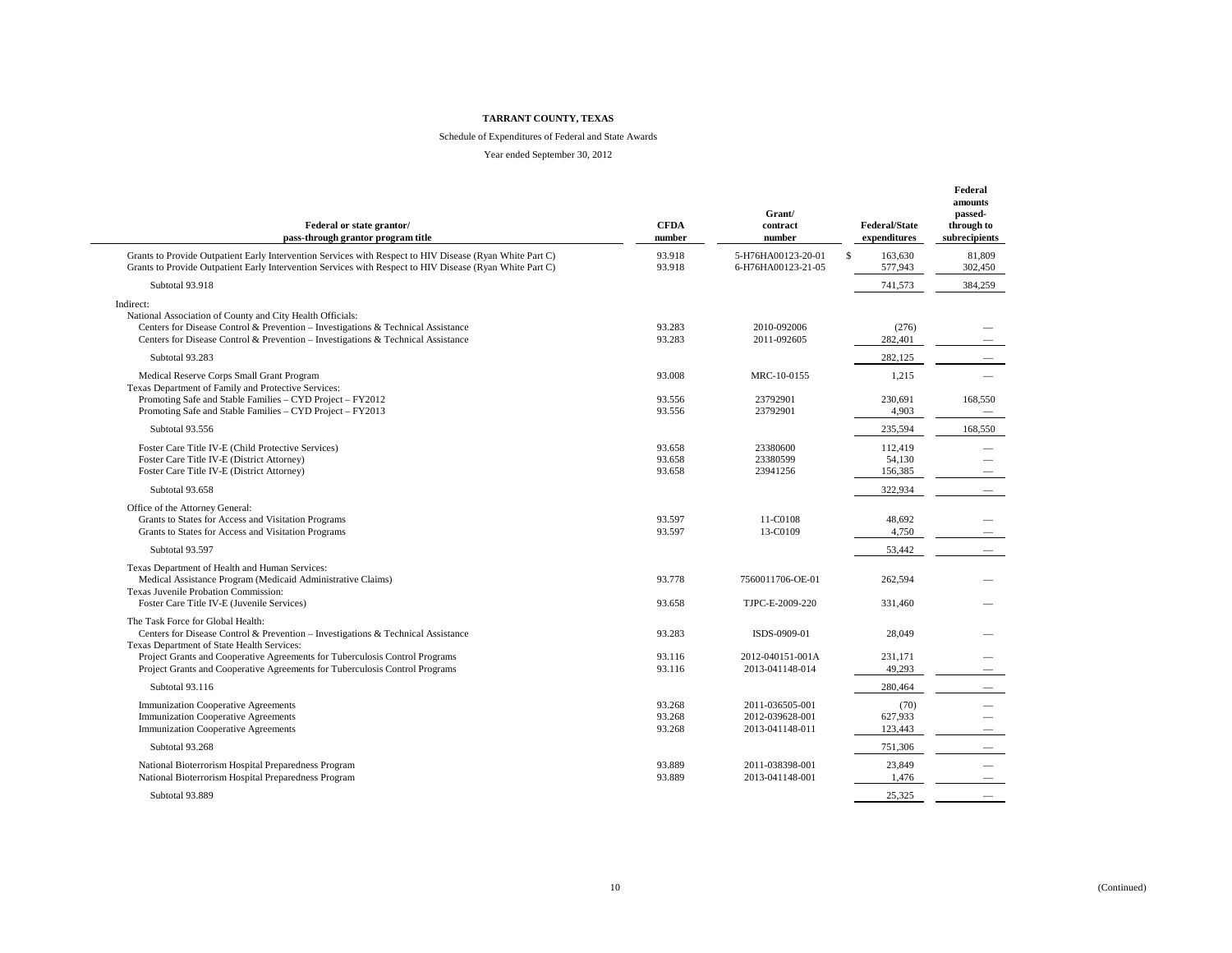**TARRANT COUNTY, TEXAS**

Schedule of Expenditures of Federal and State Awards

Year ended September 30, 2012

| Federal or state grantor/ pass-through grantor program title | CFDA number | Grant/ contract number | Federal/State expenditures | Federal amounts passed-through to subrecipients |
|---|---|---|---|---|
| Grants to Provide Outpatient Early Intervention Services with Respect to HIV Disease (Ryan White Part C) | 93.918 | 5-H76HA00123-20-01 | $ 163,630 | 81,809 |
| Grants to Provide Outpatient Early Intervention Services with Respect to HIV Disease (Ryan White Part C) | 93.918 | 6-H76HA00123-21-05 | 577,943 | 302,450 |
| Subtotal 93.918 | | | 741,573 | 384,259 |
| Indirect: | | | | |
| National Association of County and City Health Officials: | | | | |
| Centers for Disease Control & Prevention – Investigations & Technical Assistance | 93.283 | 2010-092006 | (276) | — |
| Centers for Disease Control & Prevention – Investigations & Technical Assistance | 93.283 | 2011-092605 | 282,401 | — |
| Subtotal 93.283 | | | 282,125 | — |
| Medical Reserve Corps Small Grant Program | 93.008 | MRC-10-0155 | 1,215 | — |
| Texas Department of Family and Protective Services: | | | | |
| Promoting Safe and Stable Families – CYD Project – FY2012 | 93.556 | 23792901 | 230,691 | 168,550 |
| Promoting Safe and Stable Families – CYD Project – FY2013 | 93.556 | 23792901 | 4,903 | — |
| Subtotal 93.556 | | | 235,594 | 168,550 |
| Foster Care Title IV-E (Child Protective Services) | 93.658 | 23380600 | 112,419 | — |
| Foster Care Title IV-E (District Attorney) | 93.658 | 23380599 | 54,130 | — |
| Foster Care Title IV-E (District Attorney) | 93.658 | 23941256 | 156,385 | — |
| Subtotal 93.658 | | | 322,934 | — |
| Office of the Attorney General: | | | | |
| Grants to States for Access and Visitation Programs | 93.597 | 11-C0108 | 48,692 | — |
| Grants to States for Access and Visitation Programs | 93.597 | 13-C0109 | 4,750 | — |
| Subtotal 93.597 | | | 53,442 | — |
| Texas Department of Health and Human Services: | | | | |
| Medical Assistance Program (Medicaid Administrative Claims) | 93.778 | 7560011706-OE-01 | 262,594 | — |
| Texas Juvenile Probation Commission: | | | | |
| Foster Care Title IV-E (Juvenile Services) | 93.658 | TJPC-E-2009-220 | 331,460 | — |
| The Task Force for Global Health: | | | | |
| Centers for Disease Control & Prevention – Investigations & Technical Assistance | 93.283 | ISDS-0909-01 | 28,049 | — |
| Texas Department of State Health Services: | | | | |
| Project Grants and Cooperative Agreements for Tuberculosis Control Programs | 93.116 | 2012-040151-001A | 231,171 | — |
| Project Grants and Cooperative Agreements for Tuberculosis Control Programs | 93.116 | 2013-041148-014 | 49,293 | — |
| Subtotal 93.116 | | | 280,464 | — |
| Immunization Cooperative Agreements | 93.268 | 2011-036505-001 | (70) | — |
| Immunization Cooperative Agreements | 93.268 | 2012-039628-001 | 627,933 | — |
| Immunization Cooperative Agreements | 93.268 | 2013-041148-011 | 123,443 | — |
| Subtotal 93.268 | | | 751,306 | — |
| National Bioterrorism Hospital Preparedness Program | 93.889 | 2011-038398-001 | 23,849 | — |
| National Bioterrorism Hospital Preparedness Program | 93.889 | 2013-041148-001 | 1,476 | — |
| Subtotal 93.889 | | | 25,325 | — |

(Continued)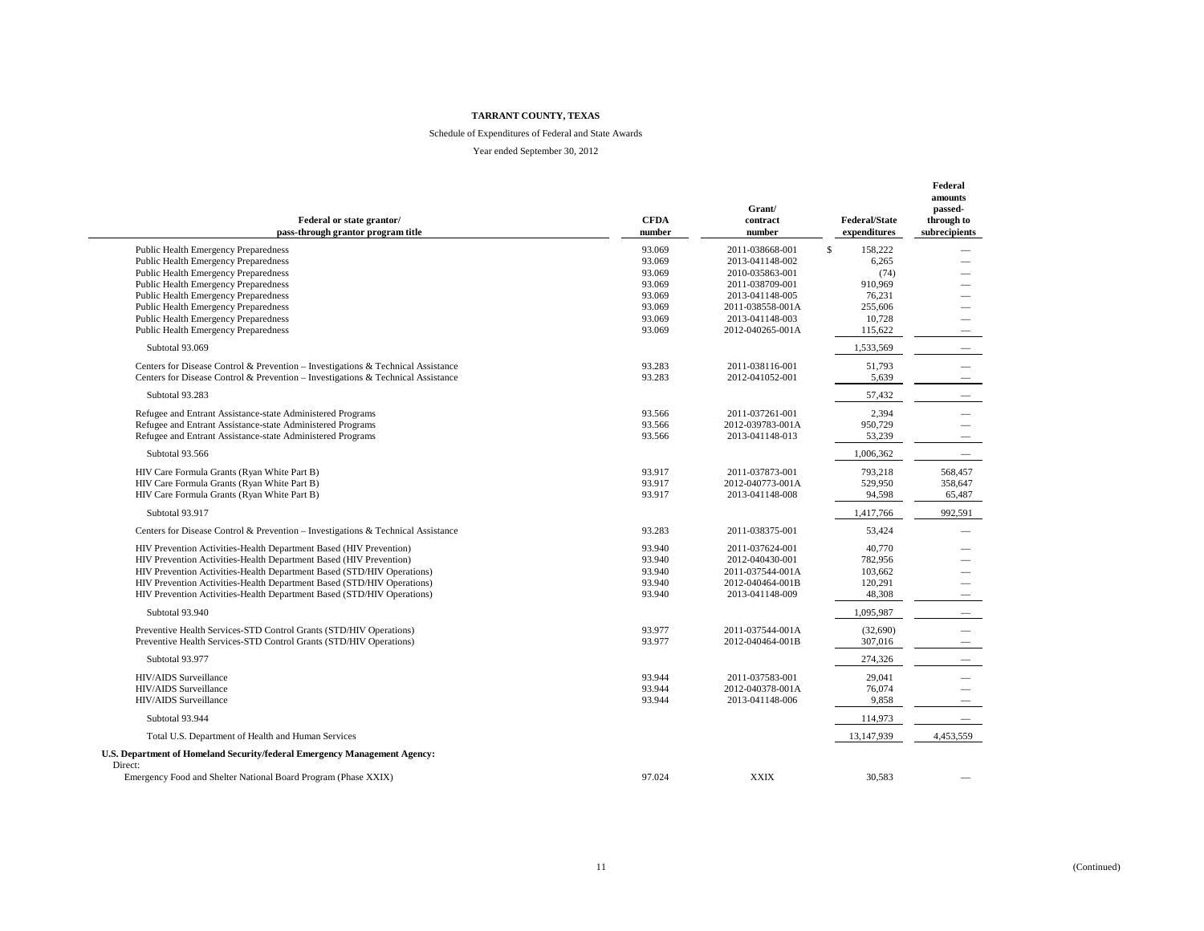**TARRANT COUNTY, TEXAS**

Schedule of Expenditures of Federal and State Awards

Year ended September 30, 2012

| Federal or state grantor/ pass-through grantor program title | CFDA number | Grant/ contract number | Federal/State expenditures | Federal amounts passed-through to subrecipients |
|---|---|---|---|---|
| Public Health Emergency Preparedness | 93.069 | 2011-038668-001 | $ 158,222 | — |
| Public Health Emergency Preparedness | 93.069 | 2013-041148-002 | 6,265 | — |
| Public Health Emergency Preparedness | 93.069 | 2010-035863-001 | (74) | — |
| Public Health Emergency Preparedness | 93.069 | 2011-038709-001 | 910,969 | — |
| Public Health Emergency Preparedness | 93.069 | 2013-041148-005 | 76,231 | — |
| Public Health Emergency Preparedness | 93.069 | 2011-038558-001A | 255,606 | — |
| Public Health Emergency Preparedness | 93.069 | 2013-041148-003 | 10,728 | — |
| Public Health Emergency Preparedness | 93.069 | 2012-040265-001A | 115,622 | — |
| Subtotal 93.069 | | | 1,533,569 | — |
| Centers for Disease Control & Prevention – Investigations & Technical Assistance | 93.283 | 2011-038116-001 | 51,793 | — |
| Centers for Disease Control & Prevention – Investigations & Technical Assistance | 93.283 | 2012-041052-001 | 5,639 | — |
| Subtotal 93.283 | | | 57,432 | — |
| Refugee and Entrant Assistance-state Administered Programs | 93.566 | 2011-037261-001 | 2,394 | — |
| Refugee and Entrant Assistance-state Administered Programs | 93.566 | 2012-039783-001A | 950,729 | — |
| Refugee and Entrant Assistance-state Administered Programs | 93.566 | 2013-041148-013 | 53,239 | — |
| Subtotal 93.566 | | | 1,006,362 | — |
| HIV Care Formula Grants (Ryan White Part B) | 93.917 | 2011-037873-001 | 793,218 | 568,457 |
| HIV Care Formula Grants (Ryan White Part B) | 93.917 | 2012-040773-001A | 529,950 | 358,647 |
| HIV Care Formula Grants (Ryan White Part B) | 93.917 | 2013-041148-008 | 94,598 | 65,487 |
| Subtotal 93.917 | | | 1,417,766 | 992,591 |
| Centers for Disease Control & Prevention – Investigations & Technical Assistance | 93.283 | 2011-038375-001 | 53,424 | — |
| HIV Prevention Activities-Health Department Based (HIV Prevention) | 93.940 | 2011-037624-001 | 40,770 | — |
| HIV Prevention Activities-Health Department Based (HIV Prevention) | 93.940 | 2012-040430-001 | 782,956 | — |
| HIV Prevention Activities-Health Department Based (STD/HIV Operations) | 93.940 | 2011-037544-001A | 103,662 | — |
| HIV Prevention Activities-Health Department Based (STD/HIV Operations) | 93.940 | 2012-040464-001B | 120,291 | — |
| HIV Prevention Activities-Health Department Based (STD/HIV Operations) | 93.940 | 2013-041148-009 | 48,308 | — |
| Subtotal 93.940 | | | 1,095,987 | — |
| Preventive Health Services-STD Control Grants (STD/HIV Operations) | 93.977 | 2011-037544-001A | (32,690) | — |
| Preventive Health Services-STD Control Grants (STD/HIV Operations) | 93.977 | 2012-040464-001B | 307,016 | — |
| Subtotal 93.977 | | | 274,326 | — |
| HIV/AIDS Surveillance | 93.944 | 2011-037583-001 | 29,041 | — |
| HIV/AIDS Surveillance | 93.944 | 2012-040378-001A | 76,074 | — |
| HIV/AIDS Surveillance | 93.944 | 2013-041148-006 | 9,858 | — |
| Subtotal 93.944 | | | 114,973 | — |
| Total U.S. Department of Health and Human Services | | | 13,147,939 | 4,453,559 |
| **U.S. Department of Homeland Security/federal Emergency Management Agency:** | | | | |
| Direct: | | | | |
| Emergency Food and Shelter National Board Program (Phase XXIX) | 97.024 | XXIX | 30,583 | — |

(Continued)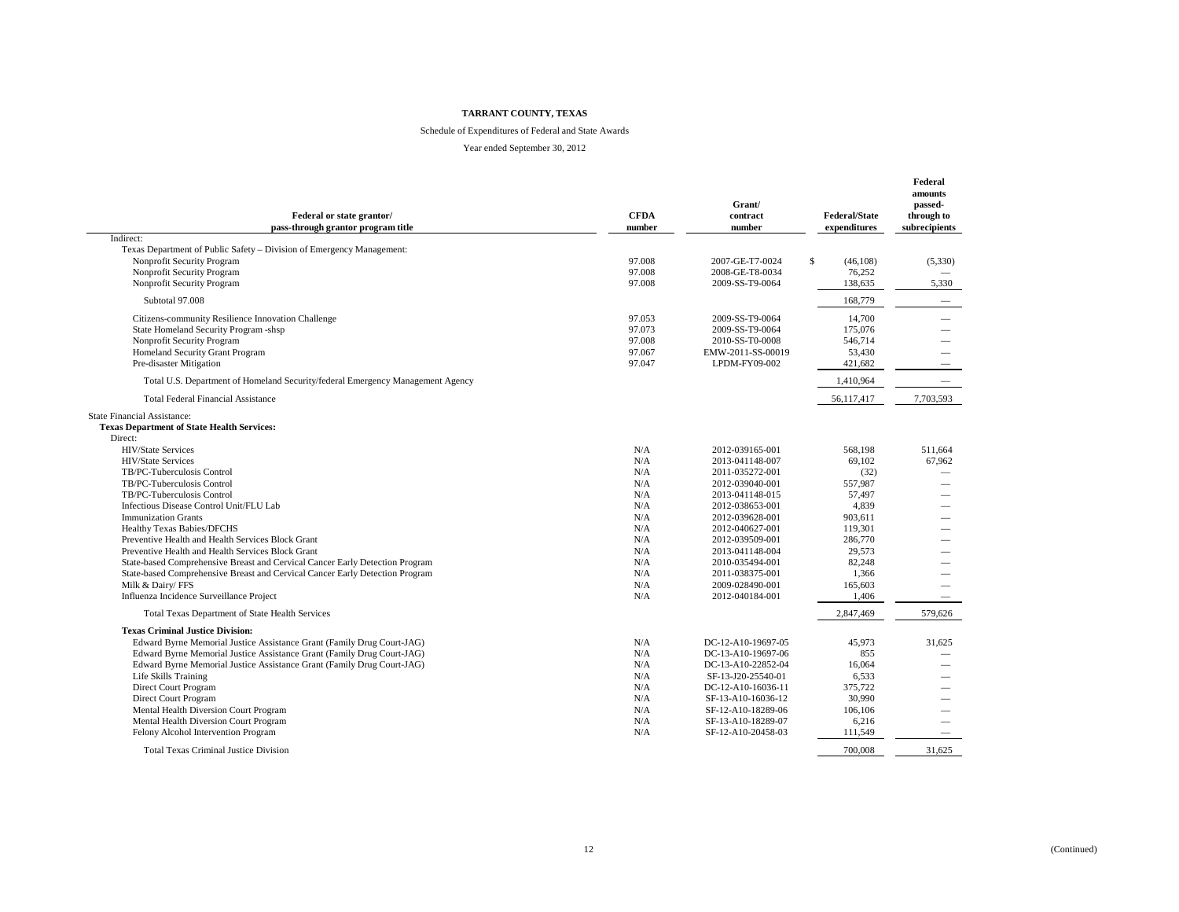**TARRANT COUNTY, TEXAS**

Schedule of Expenditures of Federal and State Awards

Year ended September 30, 2012

| Federal or state grantor/ pass-through grantor program title | CFDA number | Grant/ contract number | Federal/State expenditures | Federal amounts passed-through to subrecipients |
|---|---|---|---|---|
| Indirect: | | | | |
| Texas Department of Public Safety – Division of Emergency Management: | | | | |
| Nonprofit Security Program | 97.008 | 2007-GE-T7-0024 | $ (46,108) | (5,330) |
| Nonprofit Security Program | 97.008 | 2008-GE-T8-0034 | 76,252 | — |
| Nonprofit Security Program | 97.008 | 2009-SS-T9-0064 | 138,635 | 5,330 |
| Subtotal 97.008 | | | 168,779 | — |
| Citizens-community Resilience Innovation Challenge | 97.053 | 2009-SS-T9-0064 | 14,700 | — |
| State Homeland Security Program -shsp | 97.073 | 2009-SS-T9-0064 | 175,076 | — |
| Nonprofit Security Program | 97.008 | 2010-SS-T0-0008 | 546,714 | — |
| Homeland Security Grant Program | 97.067 | EMW-2011-SS-00019 | 53,430 | — |
| Pre-disaster Mitigation | 97.047 | LPDM-FY09-002 | 421,682 | — |
| Total U.S. Department of Homeland Security/federal Emergency Management Agency | | | 1,410,964 | — |
| Total Federal Financial Assistance | | | 56,117,417 | 7,703,593 |
| State Financial Assistance: | | | | |
| **Texas Department of State Health Services:** | | | | |
| Direct: | | | | |
| HIV/State Services | N/A | 2012-039165-001 | 568,198 | 511,664 |
| HIV/State Services | N/A | 2013-041148-007 | 69,102 | 67,962 |
| TB/PC-Tuberculosis Control | N/A | 2011-035272-001 | (32) | — |
| TB/PC-Tuberculosis Control | N/A | 2012-039040-001 | 557,987 | — |
| TB/PC-Tuberculosis Control | N/A | 2013-041148-015 | 57,497 | — |
| Infectious Disease Control Unit/FLU Lab | N/A | 2012-038653-001 | 4,839 | — |
| Immunization Grants | N/A | 2012-039628-001 | 903,611 | — |
| Healthy Texas Babies/DFCHS | N/A | 2012-040627-001 | 119,301 | — |
| Preventive Health and Health Services Block Grant | N/A | 2012-039509-001 | 286,770 | — |
| Preventive Health and Health Services Block Grant | N/A | 2013-041148-004 | 29,573 | — |
| State-based Comprehensive Breast and Cervical Cancer Early Detection Program | N/A | 2010-035494-001 | 82,248 | — |
| State-based Comprehensive Breast and Cervical Cancer Early Detection Program | N/A | 2011-038375-001 | 1,366 | — |
| Milk & Dairy/ FFS | N/A | 2009-028490-001 | 165,603 | — |
| Influenza Incidence Surveillance Project | N/A | 2012-040184-001 | 1,406 | — |
| Total Texas Department of State Health Services | | | 2,847,469 | 579,626 |
| **Texas Criminal Justice Division:** | | | | |
| Edward Byrne Memorial Justice Assistance Grant (Family Drug Court-JAG) | N/A | DC-12-A10-19697-05 | 45,973 | 31,625 |
| Edward Byrne Memorial Justice Assistance Grant (Family Drug Court-JAG) | N/A | DC-13-A10-19697-06 | 855 | — |
| Edward Byrne Memorial Justice Assistance Grant (Family Drug Court-JAG) | N/A | DC-13-A10-22852-04 | 16,064 | — |
| Life Skills Training | N/A | SF-13-J20-25540-01 | 6,533 | — |
| Direct Court Program | N/A | DC-12-A10-16036-11 | 375,722 | — |
| Direct Court Program | N/A | SF-13-A10-16036-12 | 30,990 | — |
| Mental Health Diversion Court Program | N/A | SF-12-A10-18289-06 | 106,106 | — |
| Mental Health Diversion Court Program | N/A | SF-13-A10-18289-07 | 6,216 | — |
| Felony Alcohol Intervention Program | N/A | SF-12-A10-20458-03 | 111,549 | — |
| Total Texas Criminal Justice Division | | | 700,008 | 31,625 |

(Continued)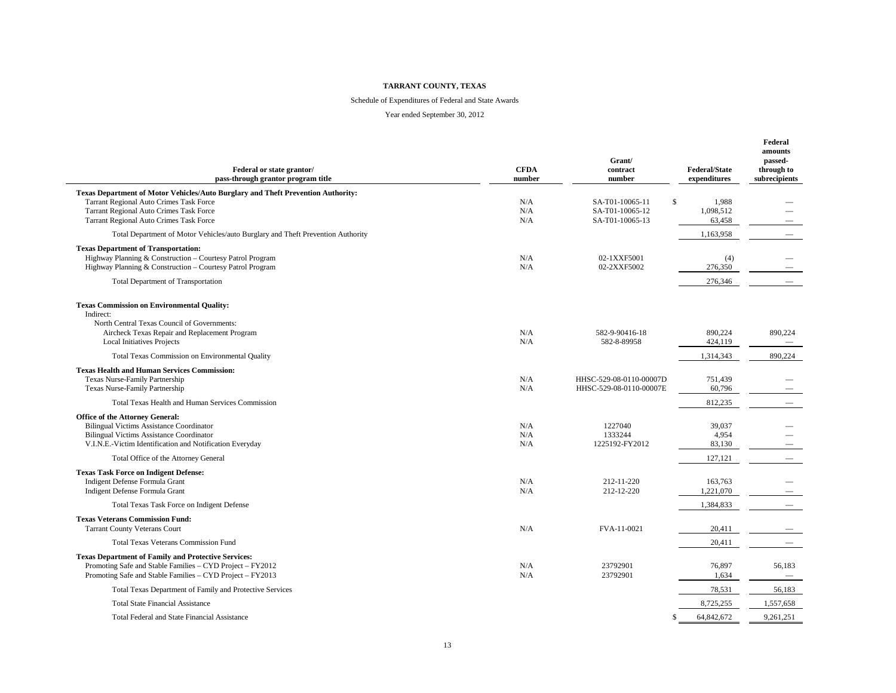**TARRANT COUNTY, TEXAS**

Schedule of Expenditures of Federal and State Awards

Year ended September 30, 2012

| Federal or state grantor/ pass-through grantor program title | CFDA number | Grant/ contract number | Federal/State expenditures | Federal amounts passed-through to subrecipients |
|---|---|---|---|---|
| **Texas Department of Motor Vehicles/Auto Burglary and Theft Prevention Authority:** | | | | |
| Tarrant Regional Auto Crimes Task Force | N/A | SA-T01-10065-11 | $ 1,988 | — |
| Tarrant Regional Auto Crimes Task Force | N/A | SA-T01-10065-12 | 1,098,512 | — |
| Tarrant Regional Auto Crimes Task Force | N/A | SA-T01-10065-13 | 63,458 | — |
| Total Department of Motor Vehicles/auto Burglary and Theft Prevention Authority | | | 1,163,958 | — |
| **Texas Department of Transportation:** | | | | |
| Highway Planning & Construction – Courtesy Patrol Program | N/A | 02-1XXF5001 | (4) | — |
| Highway Planning & Construction – Courtesy Patrol Program | N/A | 02-2XXF5002 | 276,350 | — |
| Total Department of Transportation | | | 276,346 | — |
| **Texas Commission on Environmental Quality:** | | | | |
| Indirect: | | | | |
| North Central Texas Council of Governments: | | | | |
| Aircheck Texas Repair and Replacement Program | N/A | 582-9-90416-18 | 890,224 | 890,224 |
| Local Initiatives Projects | N/A | 582-8-89958 | 424,119 | — |
| Total Texas Commission on Environmental Quality | | | 1,314,343 | 890,224 |
| **Texas Health and Human Services Commission:** | | | | |
| Texas Nurse-Family Partnership | N/A | HHSC-529-08-0110-00007D | 751,439 | — |
| Texas Nurse-Family Partnership | N/A | HHSC-529-08-0110-00007E | 60,796 | — |
| Total Texas Health and Human Services Commission | | | 812,235 | — |
| **Office of the Attorney General:** | | | | |
| Bilingual Victims Assistance Coordinator | N/A | 1227040 | 39,037 | — |
| Bilingual Victims Assistance Coordinator | N/A | 1333244 | 4,954 | — |
| V.I.N.E.-Victim Identification and Notification Everyday | N/A | 1225192-FY2012 | 83,130 | — |
| Total Office of the Attorney General | | | 127,121 | — |
| **Texas Task Force on Indigent Defense:** | | | | |
| Indigent Defense Formula Grant | N/A | 212-11-220 | 163,763 | — |
| Indigent Defense Formula Grant | N/A | 212-12-220 | 1,221,070 | — |
| Total Texas Task Force on Indigent Defense | | | 1,384,833 | — |
| **Texas Veterans Commission Fund:** | | | | |
| Tarrant County Veterans Court | N/A | FVA-11-0021 | 20,411 | — |
| Total Texas Veterans Commission Fund | | | 20,411 | — |
| **Texas Department of Family and Protective Services:** | | | | |
| Promoting Safe and Stable Families – CYD Project – FY2012 | N/A | 23792901 | 76,897 | 56,183 |
| Promoting Safe and Stable Families – CYD Project – FY2013 | N/A | 23792901 | 1,634 | — |
| Total Texas Department of Family and Protective Services | | | 78,531 | 56,183 |
| Total State Financial Assistance | | | 8,725,255 | 1,557,658 |
| Total Federal and State Financial Assistance | | | $ 64,842,672 | 9,261,251 |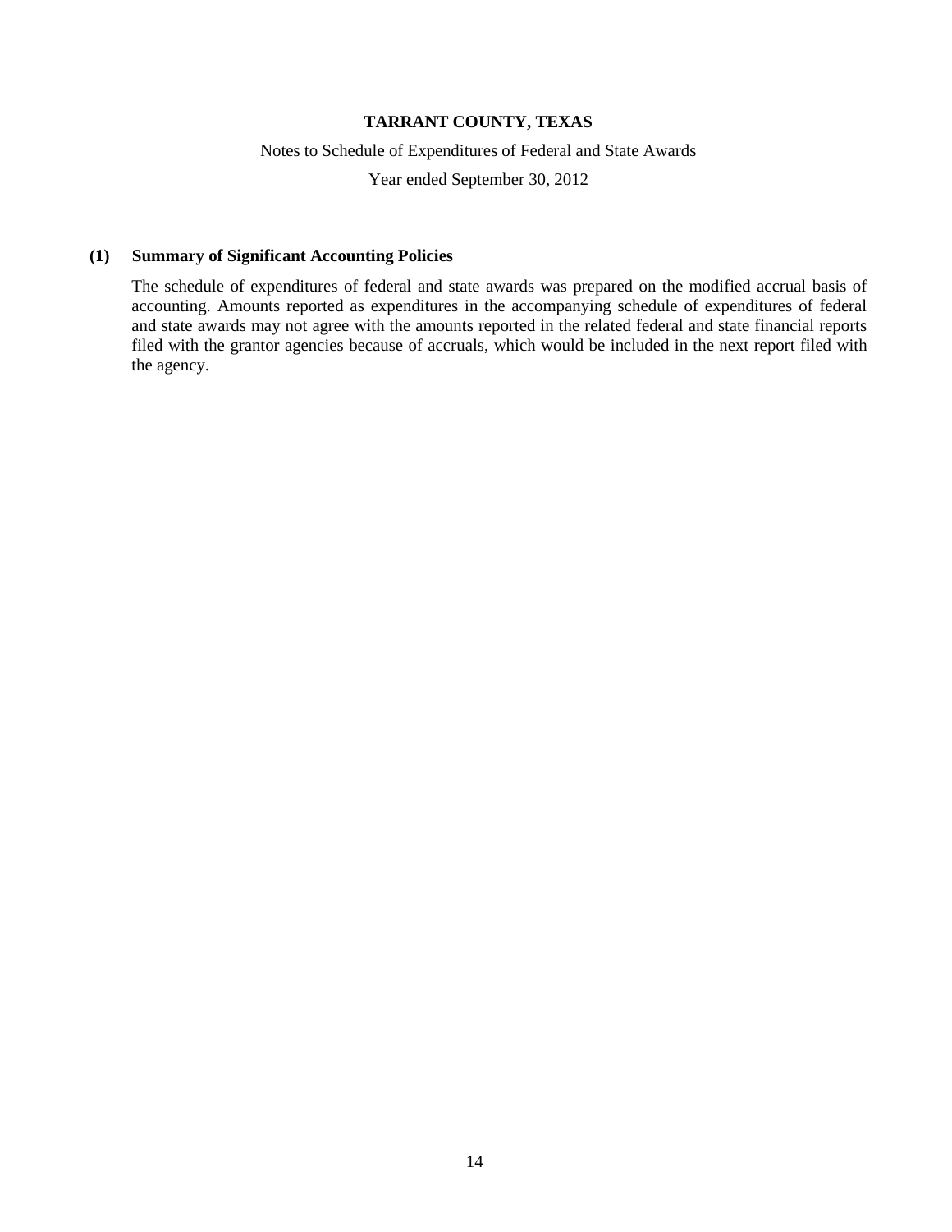**TARRANT COUNTY, TEXAS**

Notes to Schedule of Expenditures of Federal and State Awards

Year ended September 30, 2012

**(1) Summary of Significant Accounting Policies**

The schedule of expenditures of federal and state awards was prepared on the modified accrual basis of accounting. Amounts reported as expenditures in the accompanying schedule of expenditures of federal and state awards may not agree with the amounts reported in the related federal and state financial reports filed with the grantor agencies because of accruals, which would be included in the next report filed with the agency.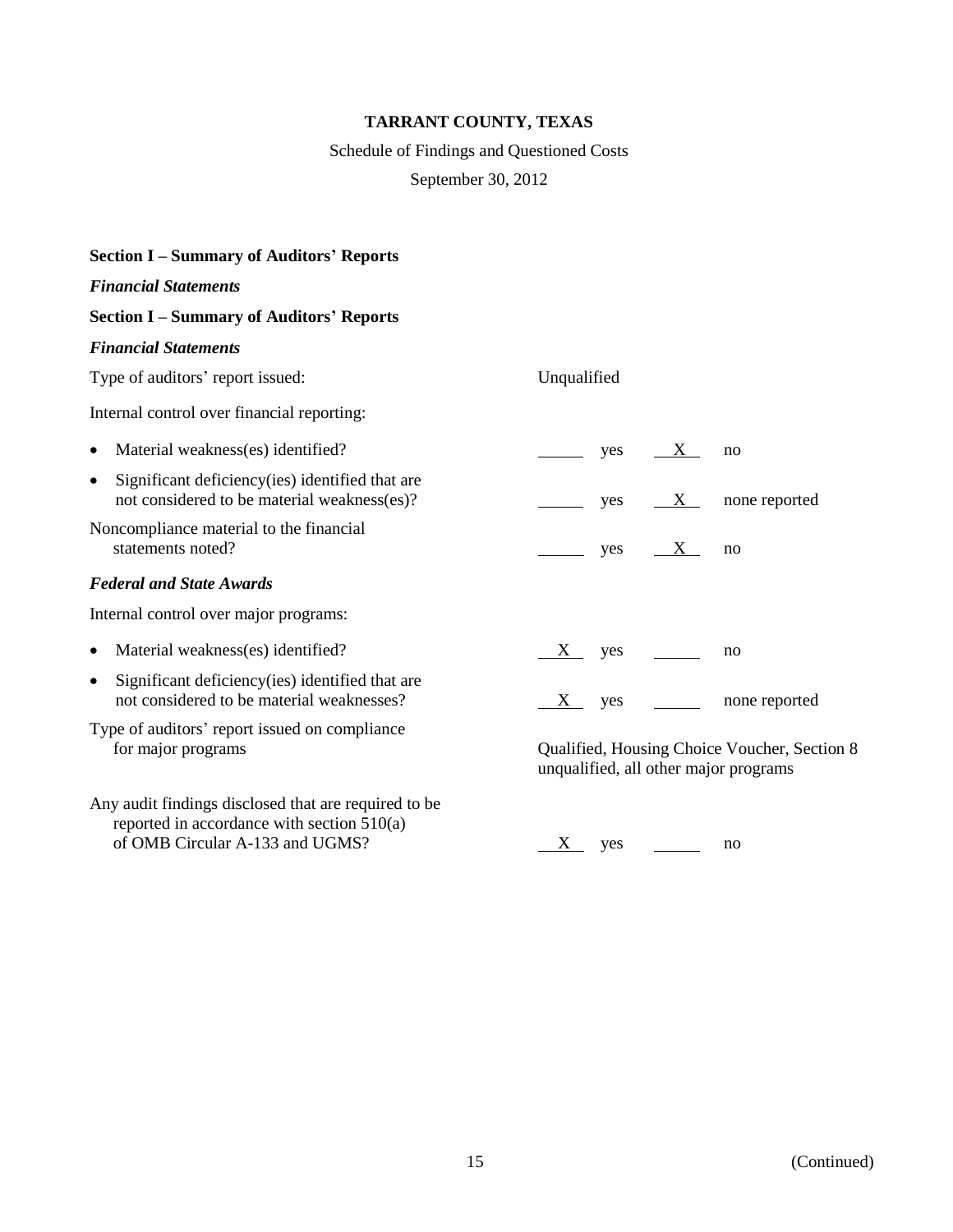# TARRANT COUNTY, TEXAS

Schedule of Findings and Questioned Costs

September 30, 2012

## Section I – Summary of Auditors' Reports

### *Financial Statements*

## Section I – Summary of Auditors' Reports

### *Financial Statements*

| | |
|---|---|
| Type of auditors' report issued: | Unqualified |
| Internal control over financial reporting: | |
| • Material weakness(es) identified? | ___ yes _X_ no |
| • Significant deficiency(ies) identified that are not considered to be material weakness(es)? | ___ yes _X_ none reported |
| Noncompliance material to the financial statements noted? | ___ yes _X_ no |

### *Federal and State Awards*

| | |
|---|---|
| Internal control over major programs: | |
| • Material weakness(es) identified? | _X_ yes ___ no |
| • Significant deficiency(ies) identified that are not considered to be material weaknesses? | _X_ yes ___ none reported |
| Type of auditors' report issued on compliance for major programs | Qualified, Housing Choice Voucher, Section 8 unqualified, all other major programs |
| Any audit findings disclosed that are required to be reported in accordance with section 510(a) of OMB Circular A-133 and UGMS? | _X_ yes ___ no |

(Continued)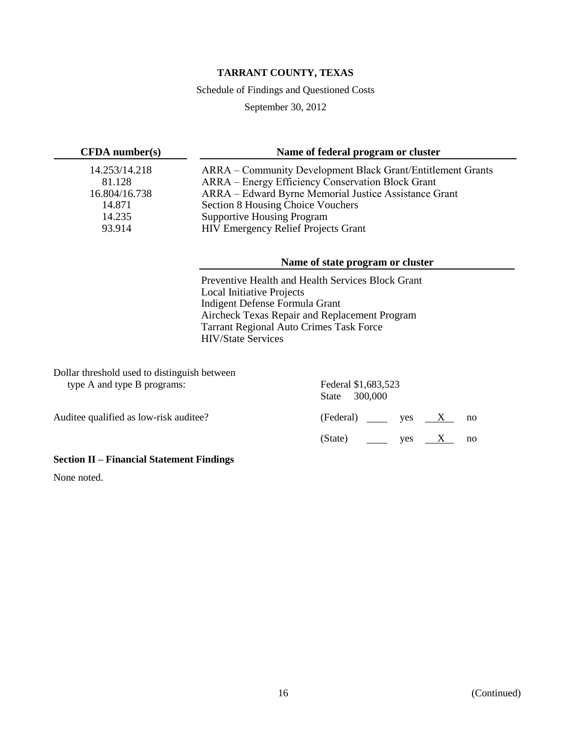# TARRANT COUNTY, TEXAS

Schedule of Findings and Questioned Costs

September 30, 2012

| CFDA number(s) | Name of federal program or cluster |
|---|---|
| 14.253/14.218 | ARRA – Community Development Black Grant/Entitlement Grants |
| 81.128 | ARRA – Energy Efficiency Conservation Block Grant |
| 16.804/16.738 | ARRA – Edward Byrne Memorial Justice Assistance Grant |
| 14.871 | Section 8 Housing Choice Vouchers |
| 14.235 | Supportive Housing Program |
| 93.914 | HIV Emergency Relief Projects Grant |

| Name of state program or cluster |
|---|
| Preventive Health and Health Services Block Grant |
| Local Initiative Projects |
| Indigent Defense Formula Grant |
| Aircheck Texas Repair and Replacement Program |
| Tarrant Regional Auto Crimes Task Force |
| HIV/State Services |

Dollar threshold used to distinguish between type A and type B programs: Federal $1,683,523; State 300,000

Auditee qualified as low-risk auditee?

(Federal) ____ yes __X__ no

(State) ____ yes __X__ no

**Section II – Financial Statement Findings**

None noted.

(Continued)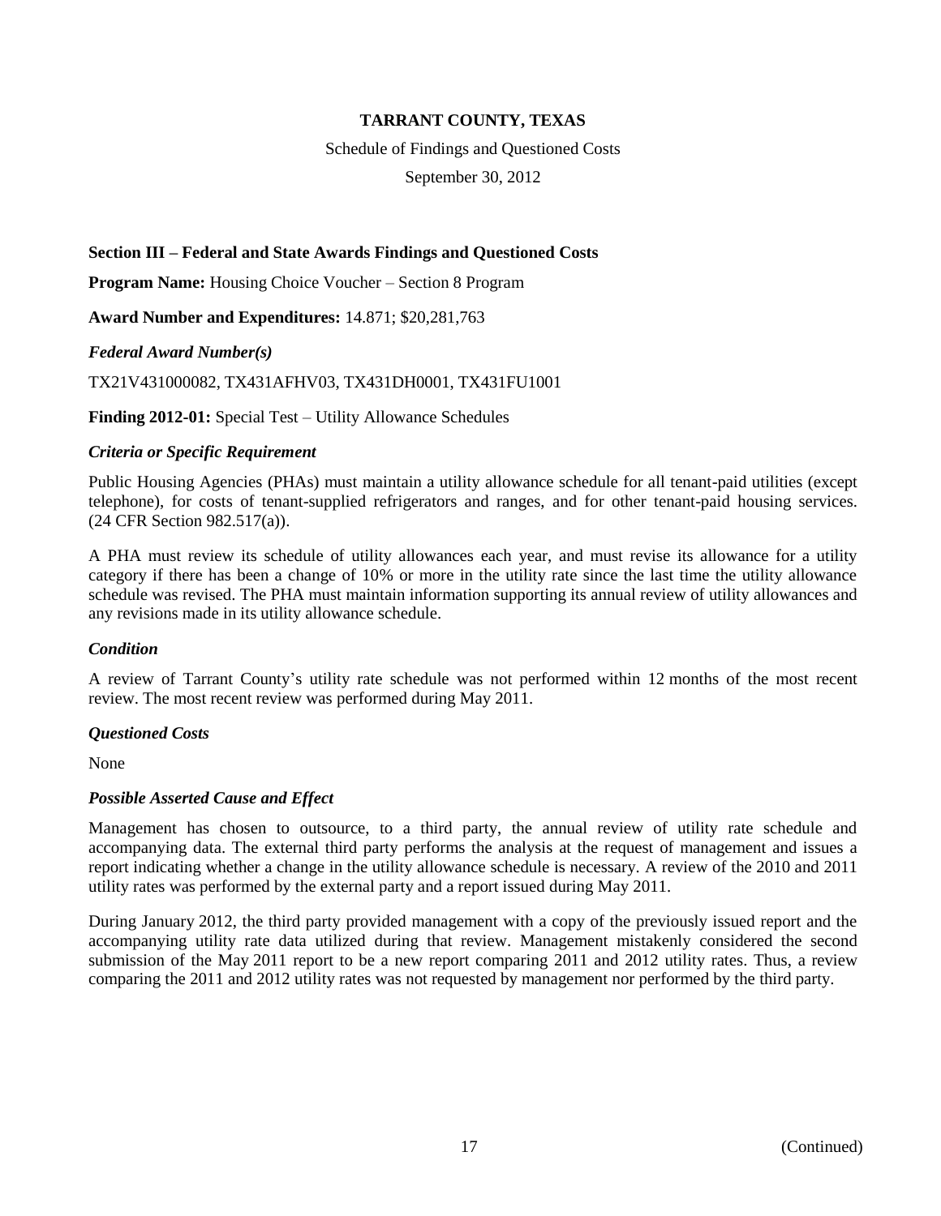**TARRANT COUNTY, TEXAS**

Schedule of Findings and Questioned Costs

September 30, 2012

**Section III – Federal and State Awards Findings and Questioned Costs**

**Program Name:** Housing Choice Voucher – Section 8 Program

**Award Number and Expenditures:** 14.871; $20,281,763

***Federal Award Number(s)***

TX21V431000082, TX431AFHV03, TX431DH0001, TX431FU1001

**Finding 2012-01:** Special Test – Utility Allowance Schedules

***Criteria or Specific Requirement***

Public Housing Agencies (PHAs) must maintain a utility allowance schedule for all tenant-paid utilities (except telephone), for costs of tenant-supplied refrigerators and ranges, and for other tenant-paid housing services. (24 CFR Section 982.517(a)).

A PHA must review its schedule of utility allowances each year, and must revise its allowance for a utility category if there has been a change of 10% or more in the utility rate since the last time the utility allowance schedule was revised. The PHA must maintain information supporting its annual review of utility allowances and any revisions made in its utility allowance schedule.

***Condition***

A review of Tarrant County's utility rate schedule was not performed within 12 months of the most recent review. The most recent review was performed during May 2011.

***Questioned Costs***

None

***Possible Asserted Cause and Effect***

Management has chosen to outsource, to a third party, the annual review of utility rate schedule and accompanying data. The external third party performs the analysis at the request of management and issues a report indicating whether a change in the utility allowance schedule is necessary. A review of the 2010 and 2011 utility rates was performed by the external party and a report issued during May 2011.

During January 2012, the third party provided management with a copy of the previously issued report and the accompanying utility rate data utilized during that review. Management mistakenly considered the second submission of the May 2011 report to be a new report comparing 2011 and 2012 utility rates. Thus, a review comparing the 2011 and 2012 utility rates was not requested by management nor performed by the third party.

(Continued)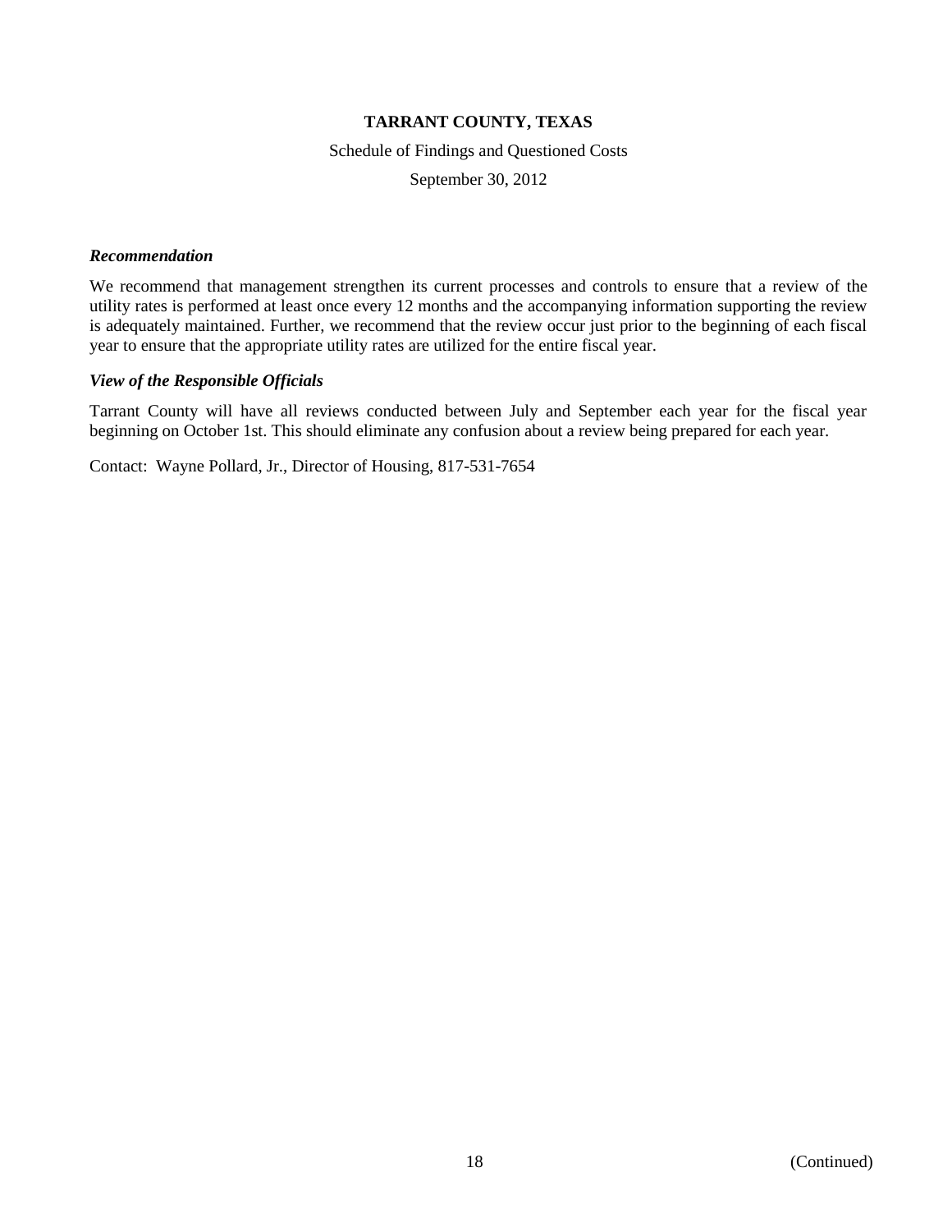**TARRANT COUNTY, TEXAS**

Schedule of Findings and Questioned Costs

September 30, 2012

***Recommendation***

We recommend that management strengthen its current processes and controls to ensure that a review of the utility rates is performed at least once every 12 months and the accompanying information supporting the review is adequately maintained. Further, we recommend that the review occur just prior to the beginning of each fiscal year to ensure that the appropriate utility rates are utilized for the entire fiscal year.

***View of the Responsible Officials***

Tarrant County will have all reviews conducted between July and September each year for the fiscal year beginning on October 1st. This should eliminate any confusion about a review being prepared for each year.

Contact: Wayne Pollard, Jr., Director of Housing, 817-531-7654

(Continued)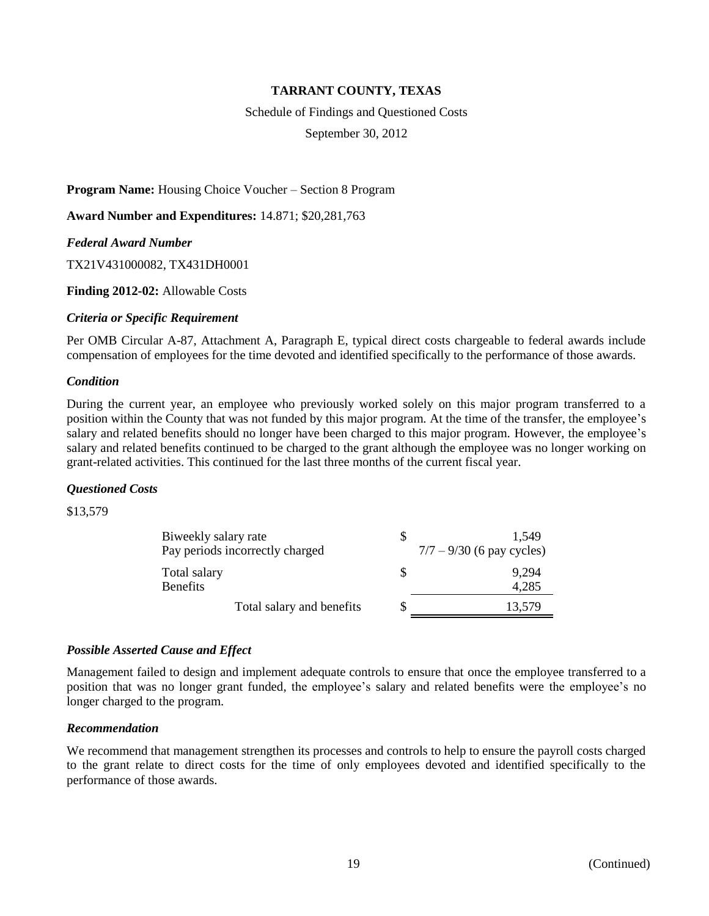**TARRANT COUNTY, TEXAS**

Schedule of Findings and Questioned Costs

September 30, 2012

**Program Name:** Housing Choice Voucher – Section 8 Program

**Award Number and Expenditures:** 14.871; $20,281,763

***Federal Award Number***

TX21V431000082, TX431DH0001

**Finding 2012-02:** Allowable Costs

***Criteria or Specific Requirement***

Per OMB Circular A-87, Attachment A, Paragraph E, typical direct costs chargeable to federal awards include compensation of employees for the time devoted and identified specifically to the performance of those awards.

***Condition***

During the current year, an employee who previously worked solely on this major program transferred to a position within the County that was not funded by this major program. At the time of the transfer, the employee's salary and related benefits should no longer have been charged to this major program. However, the employee's salary and related benefits continued to be charged to the grant although the employee was no longer working on grant-related activities. This continued for the last three months of the current fiscal year.

***Questioned Costs***

$13,579

| | | |
|---|---|---|
| Biweekly salary rate | $ | 1,549 |
| Pay periods incorrectly charged | | 7/7 – 9/30 (6 pay cycles) |
| Total salary | $ | 9,294 |
| Benefits | | 4,285 |
| Total salary and benefits | $ | 13,579 |

***Possible Asserted Cause and Effect***

Management failed to design and implement adequate controls to ensure that once the employee transferred to a position that was no longer grant funded, the employee's salary and related benefits were the employee's no longer charged to the program.

***Recommendation***

We recommend that management strengthen its processes and controls to help to ensure the payroll costs charged to the grant relate to direct costs for the time of only employees devoted and identified specifically to the performance of those awards.

(Continued)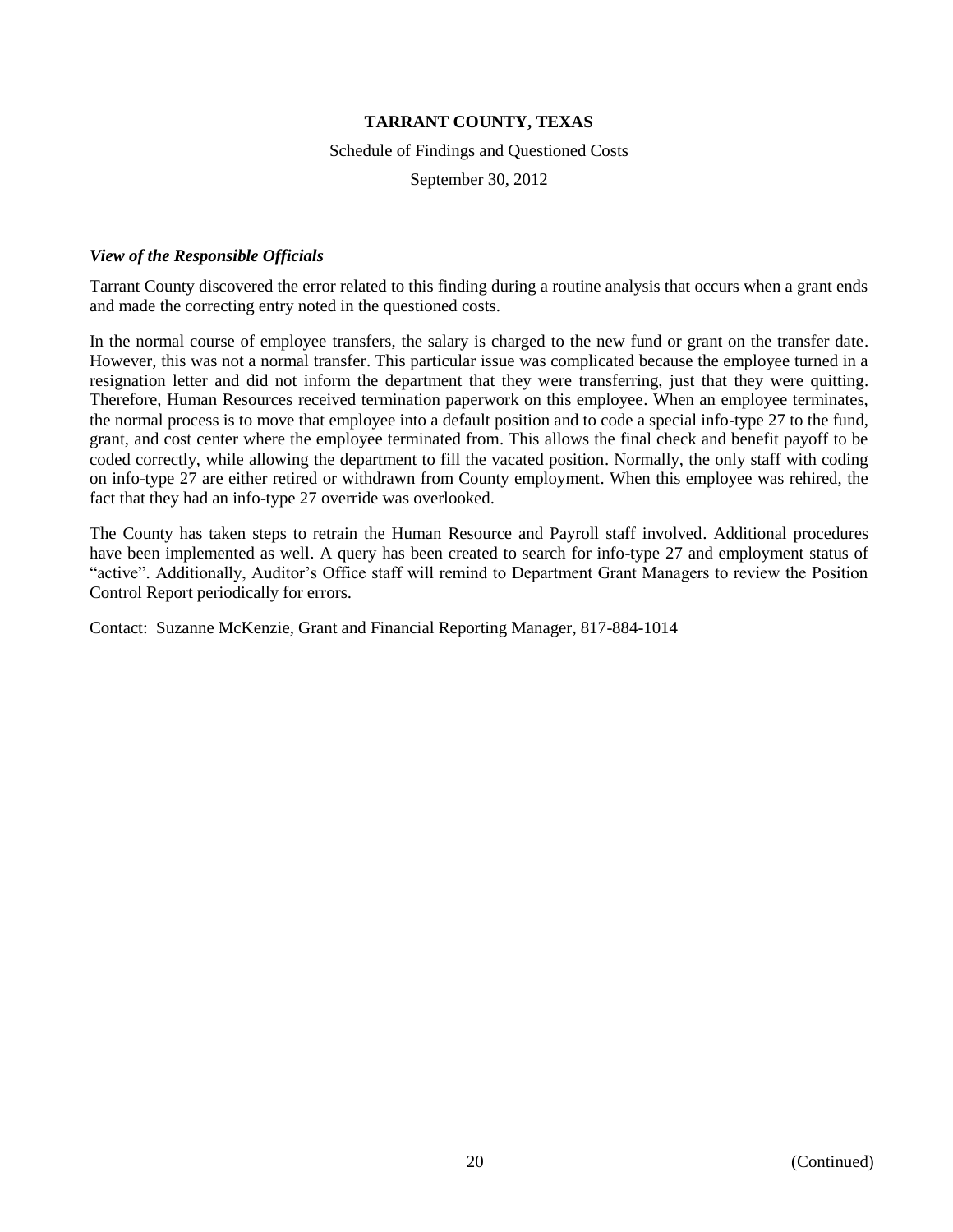# TARRANT COUNTY, TEXAS

Schedule of Findings and Questioned Costs

September 30, 2012

***View of the Responsible Officials***

Tarrant County discovered the error related to this finding during a routine analysis that occurs when a grant ends and made the correcting entry noted in the questioned costs.

In the normal course of employee transfers, the salary is charged to the new fund or grant on the transfer date. However, this was not a normal transfer. This particular issue was complicated because the employee turned in a resignation letter and did not inform the department that they were transferring, just that they were quitting. Therefore, Human Resources received termination paperwork on this employee. When an employee terminates, the normal process is to move that employee into a default position and to code a special info-type 27 to the fund, grant, and cost center where the employee terminated from. This allows the final check and benefit payoff to be coded correctly, while allowing the department to fill the vacated position. Normally, the only staff with coding on info-type 27 are either retired or withdrawn from County employment. When this employee was rehired, the fact that they had an info-type 27 override was overlooked.

The County has taken steps to retrain the Human Resource and Payroll staff involved. Additional procedures have been implemented as well. A query has been created to search for info-type 27 and employment status of "active". Additionally, Auditor's Office staff will remind to Department Grant Managers to review the Position Control Report periodically for errors.

Contact: Suzanne McKenzie, Grant and Financial Reporting Manager, 817-884-1014

(Continued)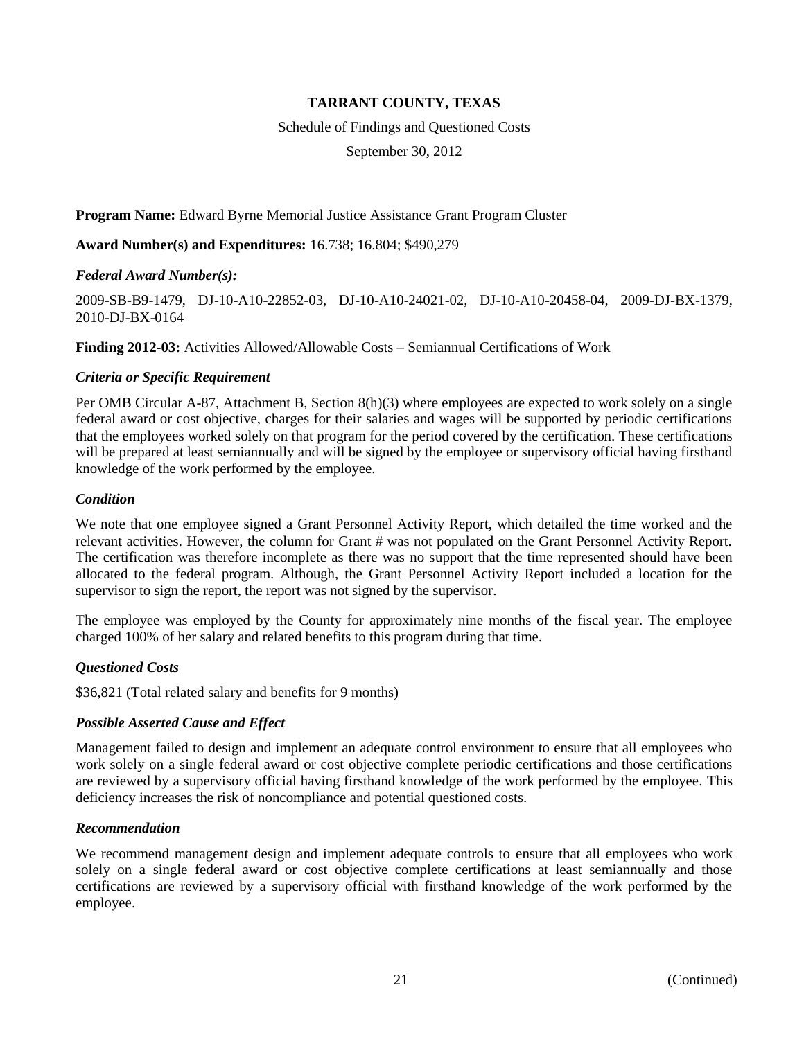**TARRANT COUNTY, TEXAS**

Schedule of Findings and Questioned Costs

September 30, 2012

**Program Name:** Edward Byrne Memorial Justice Assistance Grant Program Cluster

**Award Number(s) and Expenditures:** 16.738; 16.804; $490,279

***Federal Award Number(s):***

2009-SB-B9-1479, DJ-10-A10-22852-03, DJ-10-A10-24021-02, DJ-10-A10-20458-04, 2009-DJ-BX-1379, 2010-DJ-BX-0164

**Finding 2012-03:** Activities Allowed/Allowable Costs – Semiannual Certifications of Work

***Criteria or Specific Requirement***

Per OMB Circular A-87, Attachment B, Section 8(h)(3) where employees are expected to work solely on a single federal award or cost objective, charges for their salaries and wages will be supported by periodic certifications that the employees worked solely on that program for the period covered by the certification. These certifications will be prepared at least semiannually and will be signed by the employee or supervisory official having firsthand knowledge of the work performed by the employee.

***Condition***

We note that one employee signed a Grant Personnel Activity Report, which detailed the time worked and the relevant activities. However, the column for Grant # was not populated on the Grant Personnel Activity Report. The certification was therefore incomplete as there was no support that the time represented should have been allocated to the federal program. Although, the Grant Personnel Activity Report included a location for the supervisor to sign the report, the report was not signed by the supervisor.

The employee was employed by the County for approximately nine months of the fiscal year. The employee charged 100% of her salary and related benefits to this program during that time.

***Questioned Costs***

$36,821 (Total related salary and benefits for 9 months)

***Possible Asserted Cause and Effect***

Management failed to design and implement an adequate control environment to ensure that all employees who work solely on a single federal award or cost objective complete periodic certifications and those certifications are reviewed by a supervisory official having firsthand knowledge of the work performed by the employee. This deficiency increases the risk of noncompliance and potential questioned costs.

***Recommendation***

We recommend management design and implement adequate controls to ensure that all employees who work solely on a single federal award or cost objective complete certifications at least semiannually and those certifications are reviewed by a supervisory official with firsthand knowledge of the work performed by the employee.

(Continued)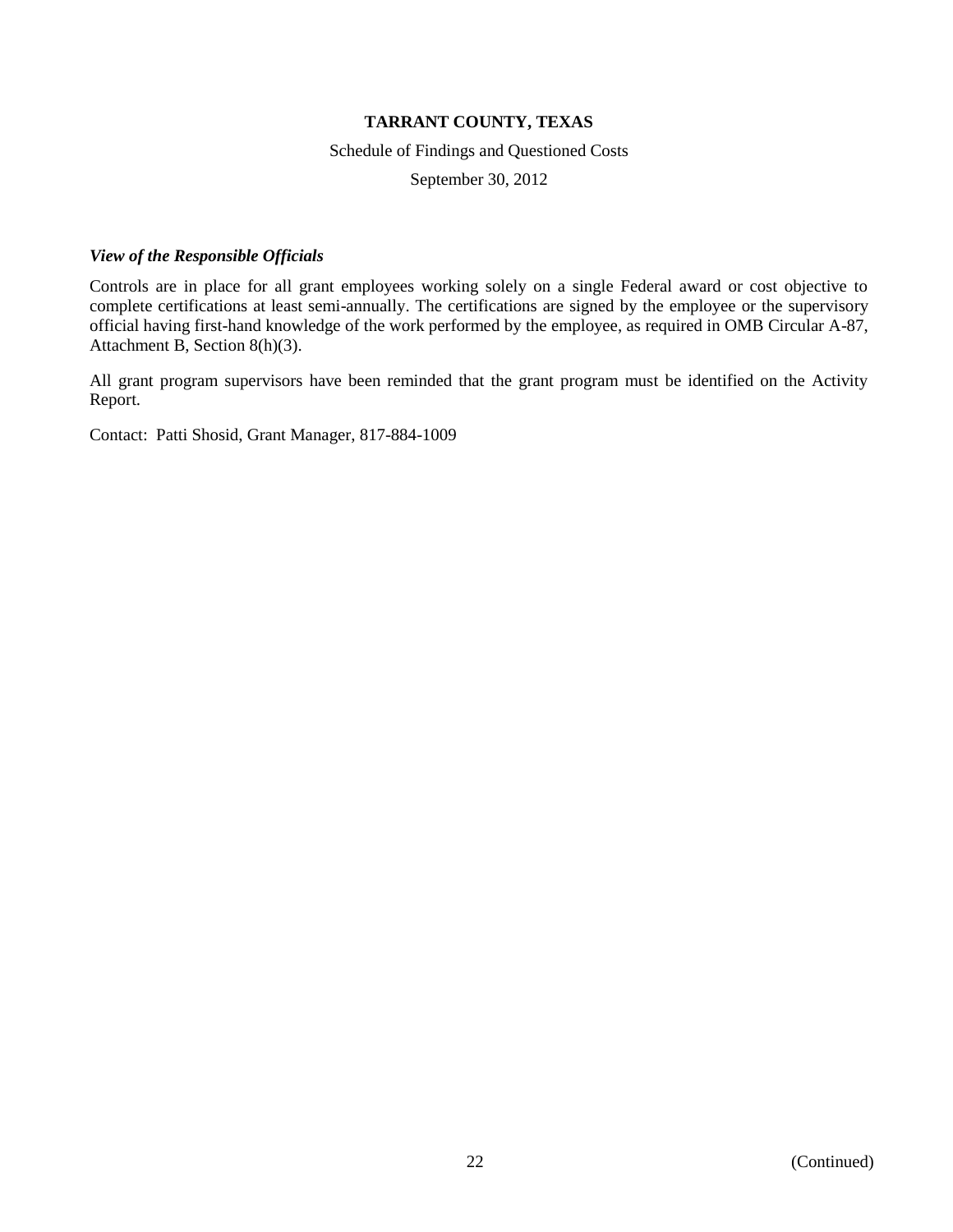**TARRANT COUNTY, TEXAS**

Schedule of Findings and Questioned Costs

September 30, 2012

***View of the Responsible Officials***

Controls are in place for all grant employees working solely on a single Federal award or cost objective to complete certifications at least semi-annually. The certifications are signed by the employee or the supervisory official having first-hand knowledge of the work performed by the employee, as required in OMB Circular A-87, Attachment B, Section 8(h)(3).

All grant program supervisors have been reminded that the grant program must be identified on the Activity Report.

Contact: Patti Shosid, Grant Manager, 817-884-1009

(Continued)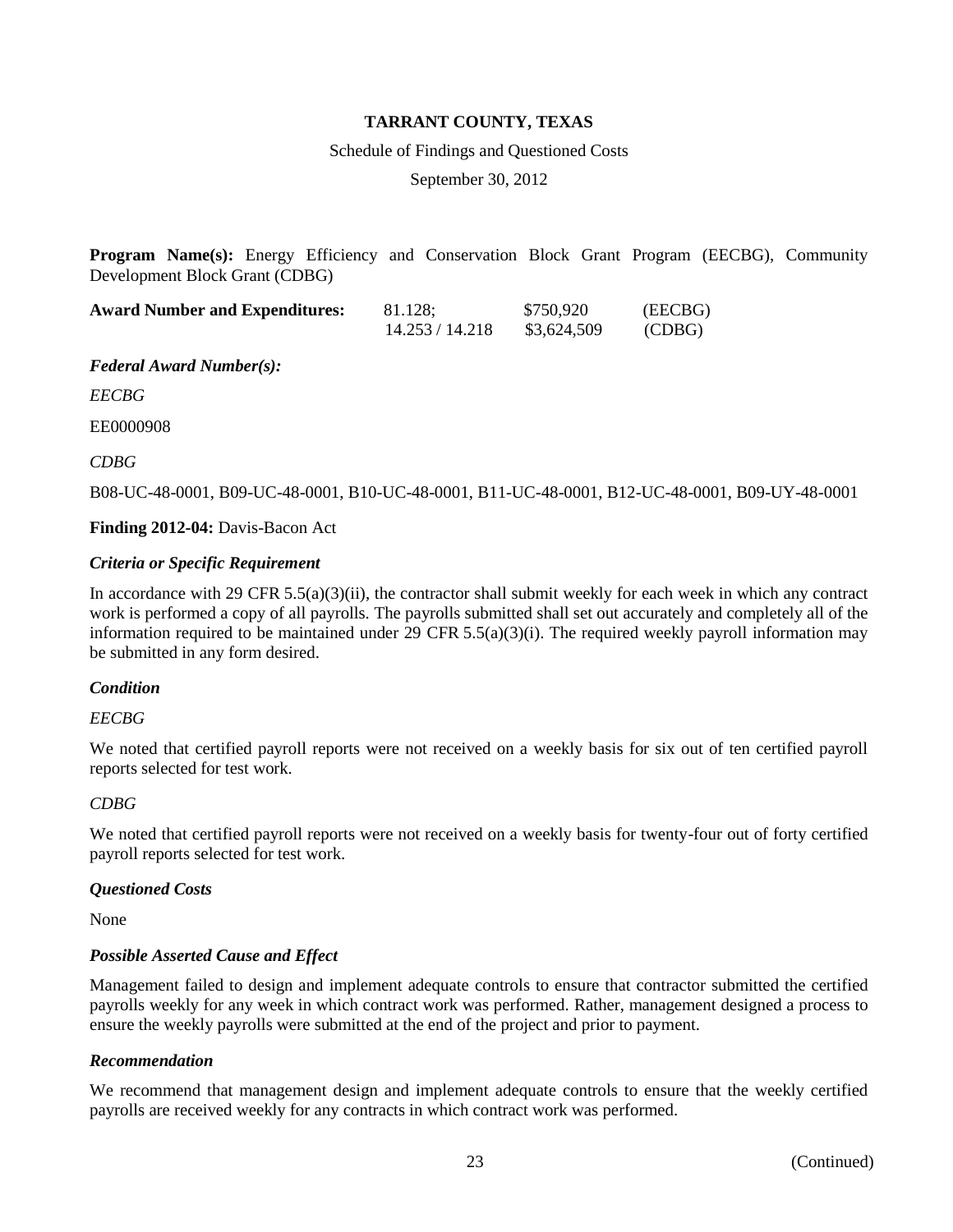**TARRANT COUNTY, TEXAS**

Schedule of Findings and Questioned Costs

September 30, 2012

**Program Name(s):** Energy Efficiency and Conservation Block Grant Program (EECBG), Community Development Block Grant (CDBG)

| **Award Number and Expenditures:** | 81.128; | \$750,920 | (EECBG) |
|---|---|---|---|
| | 14.253 / 14.218 | \$3,624,509 | (CDBG) |

***Federal Award Number(s):***

*EECBG*

EE0000908

*CDBG*

B08-UC-48-0001, B09-UC-48-0001, B10-UC-48-0001, B11-UC-48-0001, B12-UC-48-0001, B09-UY-48-0001

**Finding 2012-04:** Davis-Bacon Act

***Criteria or Specific Requirement***

In accordance with 29 CFR 5.5(a)(3)(ii), the contractor shall submit weekly for each week in which any contract work is performed a copy of all payrolls. The payrolls submitted shall set out accurately and completely all of the information required to be maintained under 29 CFR 5.5(a)(3)(i). The required weekly payroll information may be submitted in any form desired.

***Condition***

*EECBG*

We noted that certified payroll reports were not received on a weekly basis for six out of ten certified payroll reports selected for test work.

*CDBG*

We noted that certified payroll reports were not received on a weekly basis for twenty-four out of forty certified payroll reports selected for test work.

***Questioned Costs***

None

***Possible Asserted Cause and Effect***

Management failed to design and implement adequate controls to ensure that contractor submitted the certified payrolls weekly for any week in which contract work was performed. Rather, management designed a process to ensure the weekly payrolls were submitted at the end of the project and prior to payment.

***Recommendation***

We recommend that management design and implement adequate controls to ensure that the weekly certified payrolls are received weekly for any contracts in which contract work was performed.

(Continued)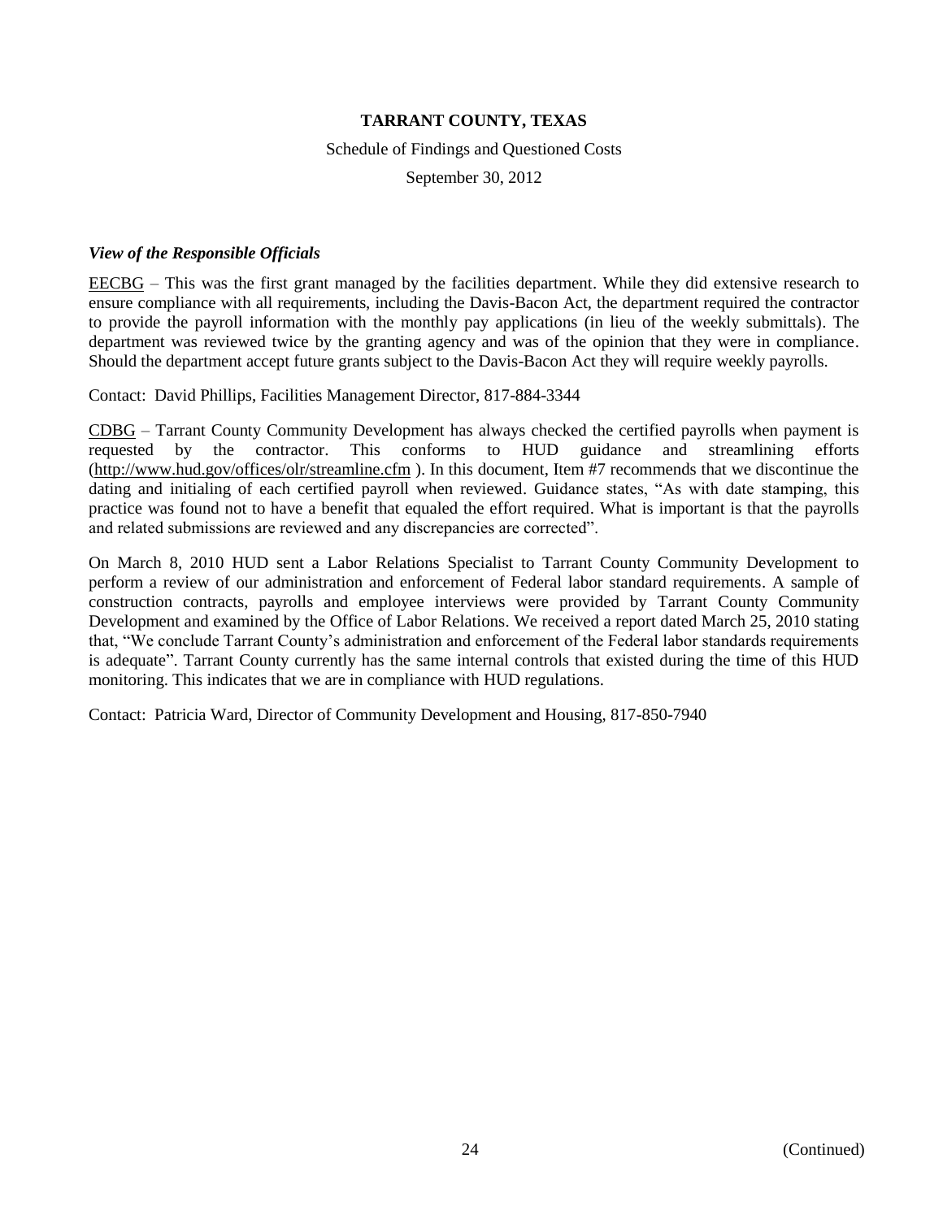**TARRANT COUNTY, TEXAS**

Schedule of Findings and Questioned Costs

September 30, 2012

***View of the Responsible Officials***

EECBG – This was the first grant managed by the facilities department. While they did extensive research to ensure compliance with all requirements, including the Davis-Bacon Act, the department required the contractor to provide the payroll information with the monthly pay applications (in lieu of the weekly submittals). The department was reviewed twice by the granting agency and was of the opinion that they were in compliance. Should the department accept future grants subject to the Davis-Bacon Act they will require weekly payrolls.

Contact: David Phillips, Facilities Management Director, 817-884-3344

CDBG – Tarrant County Community Development has always checked the certified payrolls when payment is requested by the contractor. This conforms to HUD guidance and streamlining efforts (http://www.hud.gov/offices/olr/streamline.cfm ). In this document, Item #7 recommends that we discontinue the dating and initialing of each certified payroll when reviewed. Guidance states, "As with date stamping, this practice was found not to have a benefit that equaled the effort required. What is important is that the payrolls and related submissions are reviewed and any discrepancies are corrected".

On March 8, 2010 HUD sent a Labor Relations Specialist to Tarrant County Community Development to perform a review of our administration and enforcement of Federal labor standard requirements. A sample of construction contracts, payrolls and employee interviews were provided by Tarrant County Community Development and examined by the Office of Labor Relations. We received a report dated March 25, 2010 stating that, "We conclude Tarrant County's administration and enforcement of the Federal labor standards requirements is adequate". Tarrant County currently has the same internal controls that existed during the time of this HUD monitoring. This indicates that we are in compliance with HUD regulations.

Contact: Patricia Ward, Director of Community Development and Housing, 817-850-7940

(Continued)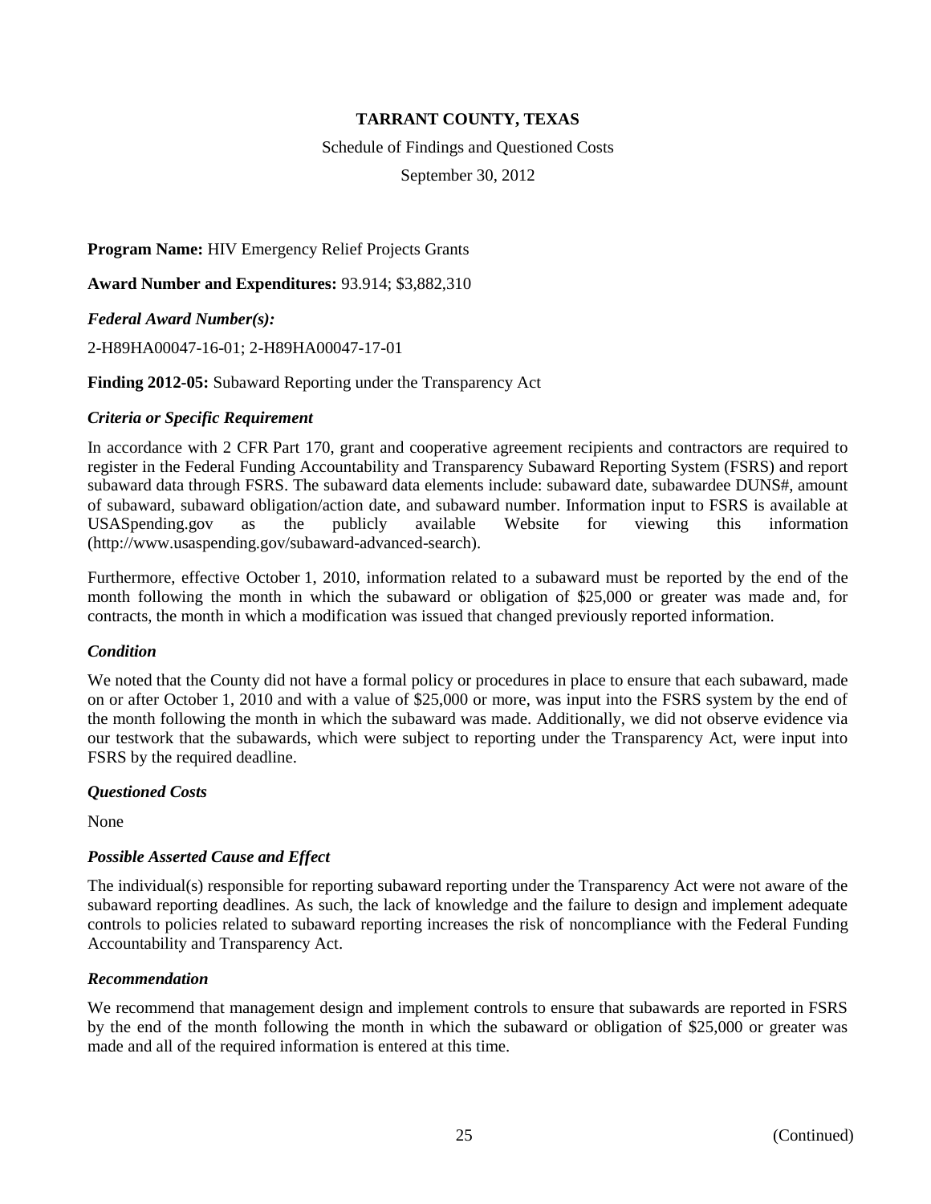**TARRANT COUNTY, TEXAS**

Schedule of Findings and Questioned Costs

September 30, 2012

**Program Name:** HIV Emergency Relief Projects Grants

**Award Number and Expenditures:** 93.914; $3,882,310

***Federal Award Number(s):***

2-H89HA00047-16-01; 2-H89HA00047-17-01

**Finding 2012-05:** Subaward Reporting under the Transparency Act

***Criteria or Specific Requirement***

In accordance with 2 CFR Part 170, grant and cooperative agreement recipients and contractors are required to register in the Federal Funding Accountability and Transparency Subaward Reporting System (FSRS) and report subaward data through FSRS. The subaward data elements include: subaward date, subawardee DUNS#, amount of subaward, subaward obligation/action date, and subaward number. Information input to FSRS is available at USASpending.gov as the publicly available Website for viewing this information (http://www.usaspending.gov/subaward-advanced-search).

Furthermore, effective October 1, 2010, information related to a subaward must be reported by the end of the month following the month in which the subaward or obligation of $25,000 or greater was made and, for contracts, the month in which a modification was issued that changed previously reported information.

***Condition***

We noted that the County did not have a formal policy or procedures in place to ensure that each subaward, made on or after October 1, 2010 and with a value of $25,000 or more, was input into the FSRS system by the end of the month following the month in which the subaward was made. Additionally, we did not observe evidence via our testwork that the subawards, which were subject to reporting under the Transparency Act, were input into FSRS by the required deadline.

***Questioned Costs***

None

***Possible Asserted Cause and Effect***

The individual(s) responsible for reporting subaward reporting under the Transparency Act were not aware of the subaward reporting deadlines. As such, the lack of knowledge and the failure to design and implement adequate controls to policies related to subaward reporting increases the risk of noncompliance with the Federal Funding Accountability and Transparency Act.

***Recommendation***

We recommend that management design and implement controls to ensure that subawards are reported in FSRS by the end of the month following the month in which the subaward or obligation of $25,000 or greater was made and all of the required information is entered at this time.

(Continued)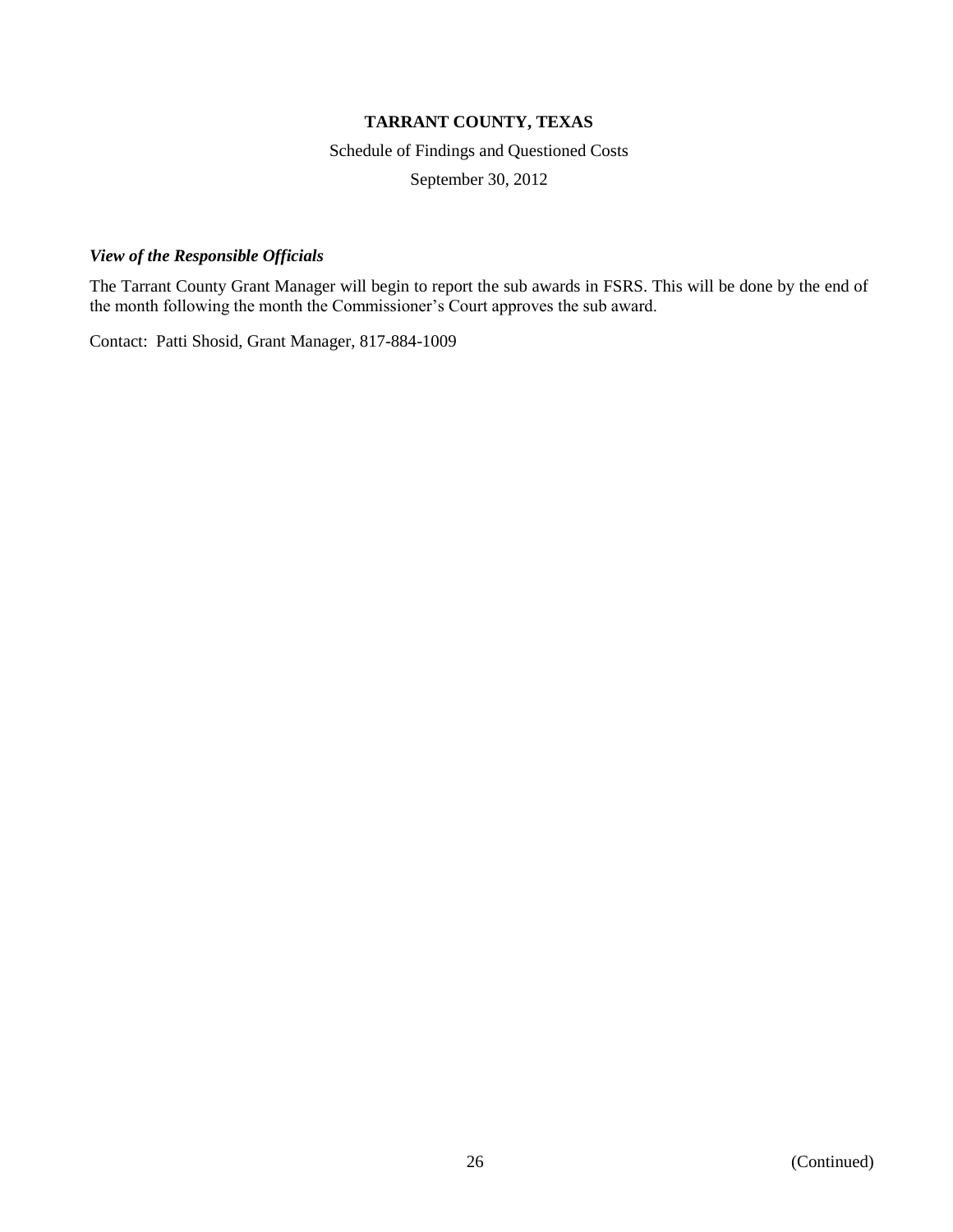**TARRANT COUNTY, TEXAS**

Schedule of Findings and Questioned Costs

September 30, 2012

***View of the Responsible Officials***

The Tarrant County Grant Manager will begin to report the sub awards in FSRS. This will be done by the end of the month following the month the Commissioner's Court approves the sub award.

Contact: Patti Shosid, Grant Manager, 817-884-1009

(Continued)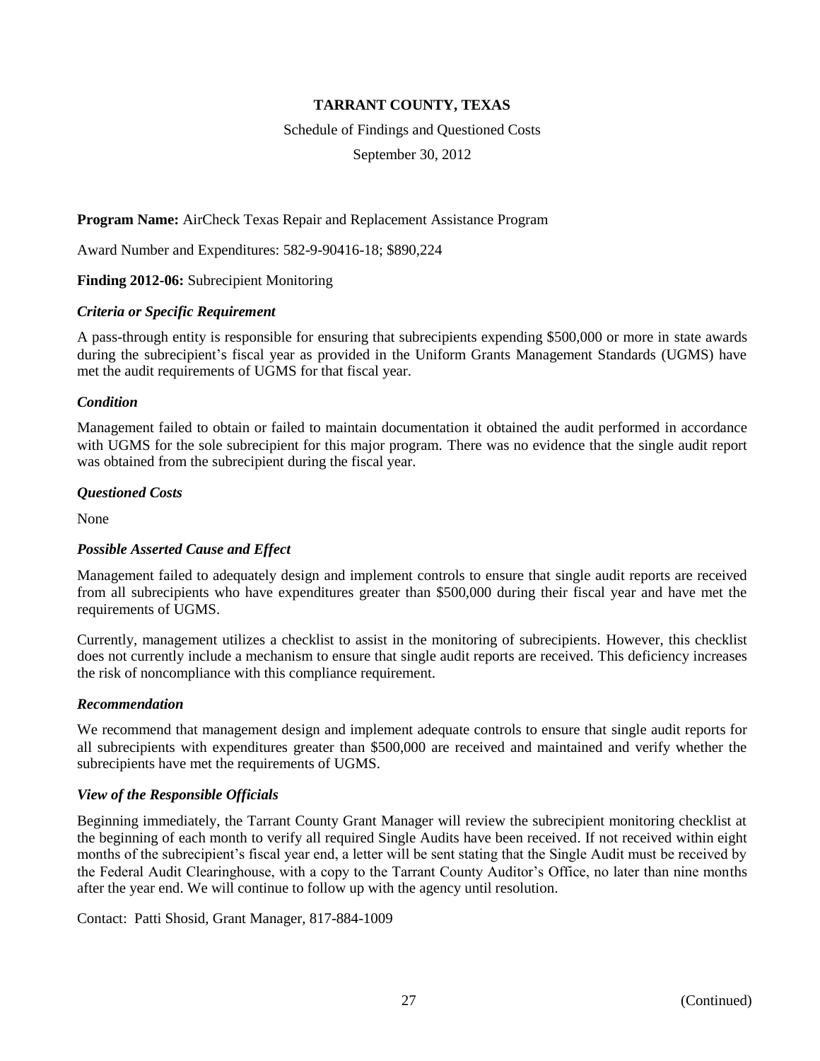**TARRANT COUNTY, TEXAS**

Schedule of Findings and Questioned Costs

September 30, 2012

**Program Name:** AirCheck Texas Repair and Replacement Assistance Program

Award Number and Expenditures: 582-9-90416-18; $890,224

**Finding 2012-06:** Subrecipient Monitoring

***Criteria or Specific Requirement***

A pass-through entity is responsible for ensuring that subrecipients expending $500,000 or more in state awards during the subrecipient's fiscal year as provided in the Uniform Grants Management Standards (UGMS) have met the audit requirements of UGMS for that fiscal year.

***Condition***

Management failed to obtain or failed to maintain documentation it obtained the audit performed in accordance with UGMS for the sole subrecipient for this major program. There was no evidence that the single audit report was obtained from the subrecipient during the fiscal year.

***Questioned Costs***

None

***Possible Asserted Cause and Effect***

Management failed to adequately design and implement controls to ensure that single audit reports are received from all subrecipients who have expenditures greater than $500,000 during their fiscal year and have met the requirements of UGMS.

Currently, management utilizes a checklist to assist in the monitoring of subrecipients. However, this checklist does not currently include a mechanism to ensure that single audit reports are received. This deficiency increases the risk of noncompliance with this compliance requirement.

***Recommendation***

We recommend that management design and implement adequate controls to ensure that single audit reports for all subrecipients with expenditures greater than $500,000 are received and maintained and verify whether the subrecipients have met the requirements of UGMS.

***View of the Responsible Officials***

Beginning immediately, the Tarrant County Grant Manager will review the subrecipient monitoring checklist at the beginning of each month to verify all required Single Audits have been received. If not received within eight months of the subrecipient's fiscal year end, a letter will be sent stating that the Single Audit must be received by the Federal Audit Clearinghouse, with a copy to the Tarrant County Auditor's Office, no later than nine months after the year end. We will continue to follow up with the agency until resolution.

Contact: Patti Shosid, Grant Manager, 817-884-1009

(Continued)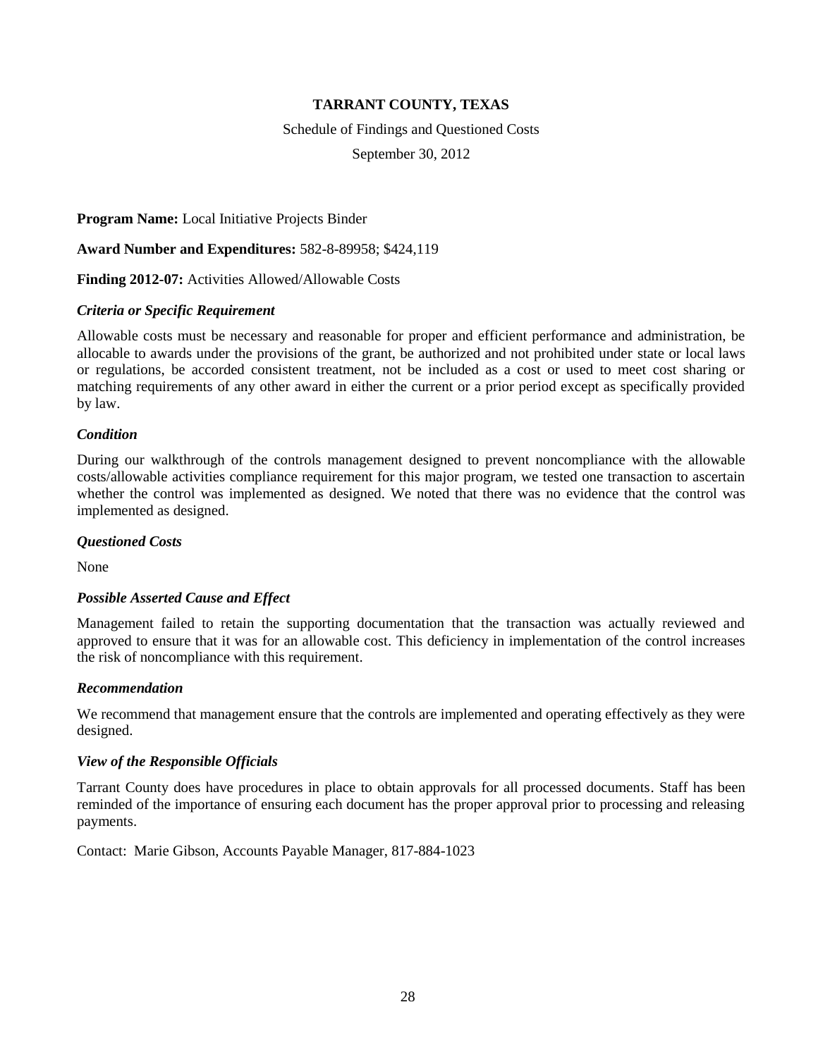**TARRANT COUNTY, TEXAS**

Schedule of Findings and Questioned Costs

September 30, 2012

**Program Name:** Local Initiative Projects Binder

**Award Number and Expenditures:** 582-8-89958; $424,119

**Finding 2012-07:** Activities Allowed/Allowable Costs

***Criteria or Specific Requirement***

Allowable costs must be necessary and reasonable for proper and efficient performance and administration, be allocable to awards under the provisions of the grant, be authorized and not prohibited under state or local laws or regulations, be accorded consistent treatment, not be included as a cost or used to meet cost sharing or matching requirements of any other award in either the current or a prior period except as specifically provided by law.

***Condition***

During our walkthrough of the controls management designed to prevent noncompliance with the allowable costs/allowable activities compliance requirement for this major program, we tested one transaction to ascertain whether the control was implemented as designed. We noted that there was no evidence that the control was implemented as designed.

***Questioned Costs***

None

***Possible Asserted Cause and Effect***

Management failed to retain the supporting documentation that the transaction was actually reviewed and approved to ensure that it was for an allowable cost. This deficiency in implementation of the control increases the risk of noncompliance with this requirement.

***Recommendation***

We recommend that management ensure that the controls are implemented and operating effectively as they were designed.

***View of the Responsible Officials***

Tarrant County does have procedures in place to obtain approvals for all processed documents. Staff has been reminded of the importance of ensuring each document has the proper approval prior to processing and releasing payments.

Contact: Marie Gibson, Accounts Payable Manager, 817-884-1023